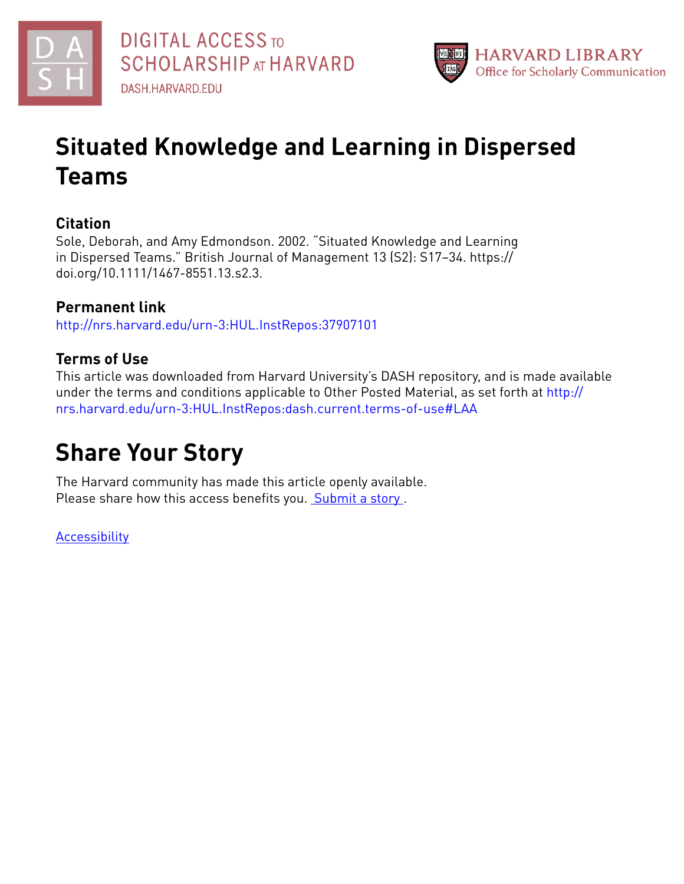DIGITAL ACCESS TO SCHOLARSHIP AT HARVARD
DASH.HARVARD.EDU

HARVARD LIBRARY
Office for Scholarly Communication

# Situated Knowledge and Learning in Dispersed Teams

## Citation

Sole, Deborah, and Amy Edmondson. 2002. "Situated Knowledge and Learning in Dispersed Teams." British Journal of Management 13 (S2): S17–34. https://doi.org/10.1111/1467-8551.13.s2.3.

## Permanent link

http://nrs.harvard.edu/urn-3:HUL.InstRepos:37907101

## Terms of Use

This article was downloaded from Harvard University's DASH repository, and is made available under the terms and conditions applicable to Other Posted Material, as set forth at http://nrs.harvard.edu/urn-3:HUL.InstRepos:dash.current.terms-of-use#LAA

# Share Your Story

The Harvard community has made this article openly available.
Please share how this access benefits you. Submit a story .

Accessibility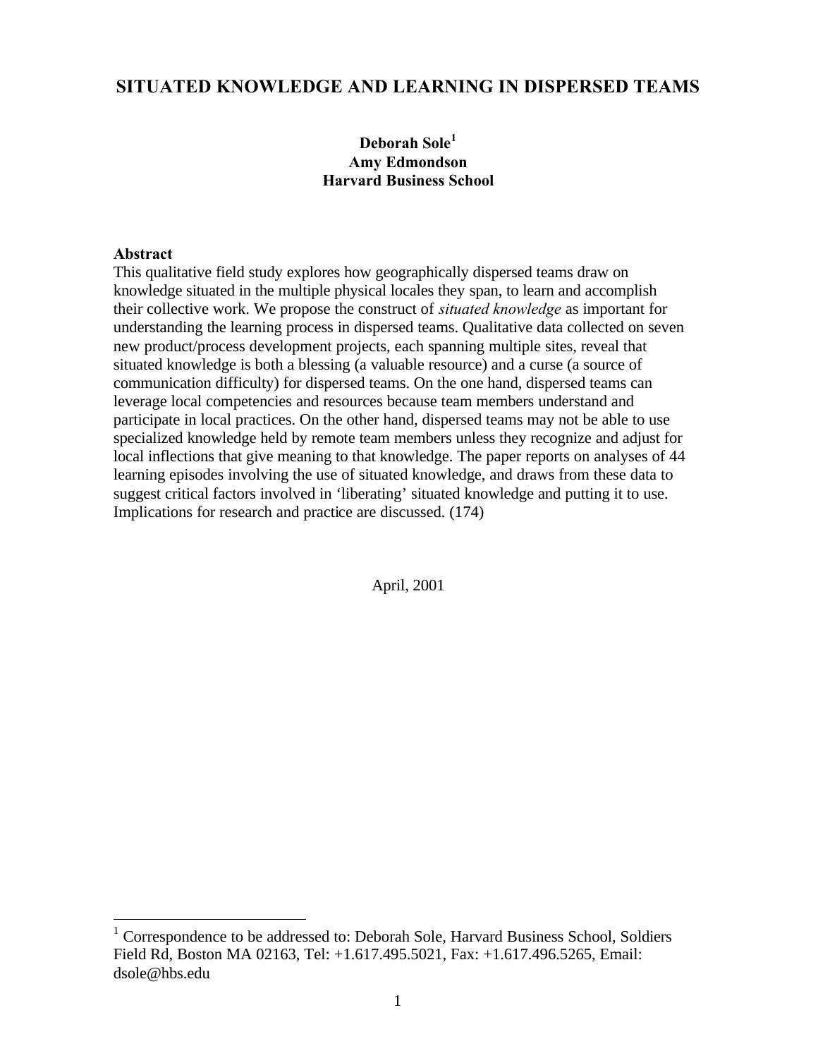# SITUATED KNOWLEDGE AND LEARNING IN DISPERSED TEAMS

**Deborah Sole[1]**
**Amy Edmondson**
**Harvard Business School**

**Abstract**

This qualitative field study explores how geographically dispersed teams draw on knowledge situated in the multiple physical locales they span, to learn and accomplish their collective work. We propose the construct of *situated knowledge* as important for understanding the learning process in dispersed teams. Qualitative data collected on seven new product/process development projects, each spanning multiple sites, reveal that situated knowledge is both a blessing (a valuable resource) and a curse (a source of communication difficulty) for dispersed teams. On the one hand, dispersed teams can leverage local competencies and resources because team members understand and participate in local practices. On the other hand, dispersed teams may not be able to use specialized knowledge held by remote team members unless they recognize and adjust for local inflections that give meaning to that knowledge. The paper reports on analyses of 44 learning episodes involving the use of situated knowledge, and draws from these data to suggest critical factors involved in 'liberating' situated knowledge and putting it to use. Implications for research and practice are discussed. (174)

April, 2001

[1] Correspondence to be addressed to: Deborah Sole, Harvard Business School, Soldiers Field Rd, Boston MA 02163, Tel: +1.617.495.5021, Fax: +1.617.496.5265, Email: dsole@hbs.edu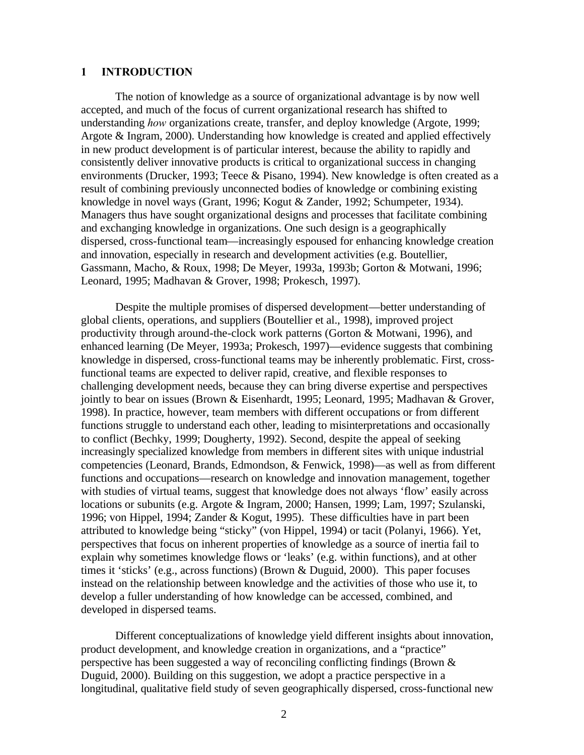# 1 INTRODUCTION

The notion of knowledge as a source of organizational advantage is by now well accepted, and much of the focus of current organizational research has shifted to understanding *how* organizations create, transfer, and deploy knowledge (Argote, 1999; Argote & Ingram, 2000). Understanding how knowledge is created and applied effectively in new product development is of particular interest, because the ability to rapidly and consistently deliver innovative products is critical to organizational success in changing environments (Drucker, 1993; Teece & Pisano, 1994). New knowledge is often created as a result of combining previously unconnected bodies of knowledge or combining existing knowledge in novel ways (Grant, 1996; Kogut & Zander, 1992; Schumpeter, 1934). Managers thus have sought organizational designs and processes that facilitate combining and exchanging knowledge in organizations. One such design is a geographically dispersed, cross-functional team—increasingly espoused for enhancing knowledge creation and innovation, especially in research and development activities (e.g. Boutellier, Gassmann, Macho, & Roux, 1998; De Meyer, 1993a, 1993b; Gorton & Motwani, 1996; Leonard, 1995; Madhavan & Grover, 1998; Prokesch, 1997).

Despite the multiple promises of dispersed development—better understanding of global clients, operations, and suppliers (Boutellier et al., 1998), improved project productivity through around-the-clock work patterns (Gorton & Motwani, 1996), and enhanced learning (De Meyer, 1993a; Prokesch, 1997)—evidence suggests that combining knowledge in dispersed, cross-functional teams may be inherently problematic. First, cross-functional teams are expected to deliver rapid, creative, and flexible responses to challenging development needs, because they can bring diverse expertise and perspectives jointly to bear on issues (Brown & Eisenhardt, 1995; Leonard, 1995; Madhavan & Grover, 1998). In practice, however, team members with different occupations or from different functions struggle to understand each other, leading to misinterpretations and occasionally to conflict (Bechky, 1999; Dougherty, 1992). Second, despite the appeal of seeking increasingly specialized knowledge from members in different sites with unique industrial competencies (Leonard, Brands, Edmondson, & Fenwick, 1998)—as well as from different functions and occupations—research on knowledge and innovation management, together with studies of virtual teams, suggest that knowledge does not always 'flow' easily across locations or subunits (e.g. Argote & Ingram, 2000; Hansen, 1999; Lam, 1997; Szulanski, 1996; von Hippel, 1994; Zander & Kogut, 1995). These difficulties have in part been attributed to knowledge being "sticky" (von Hippel, 1994) or tacit (Polanyi, 1966). Yet, perspectives that focus on inherent properties of knowledge as a source of inertia fail to explain why sometimes knowledge flows or 'leaks' (e.g. within functions), and at other times it 'sticks' (e.g., across functions) (Brown & Duguid, 2000). This paper focuses instead on the relationship between knowledge and the activities of those who use it, to develop a fuller understanding of how knowledge can be accessed, combined, and developed in dispersed teams.

Different conceptualizations of knowledge yield different insights about innovation, product development, and knowledge creation in organizations, and a "practice" perspective has been suggested a way of reconciling conflicting findings (Brown & Duguid, 2000). Building on this suggestion, we adopt a practice perspective in a longitudinal, qualitative field study of seven geographically dispersed, cross-functional new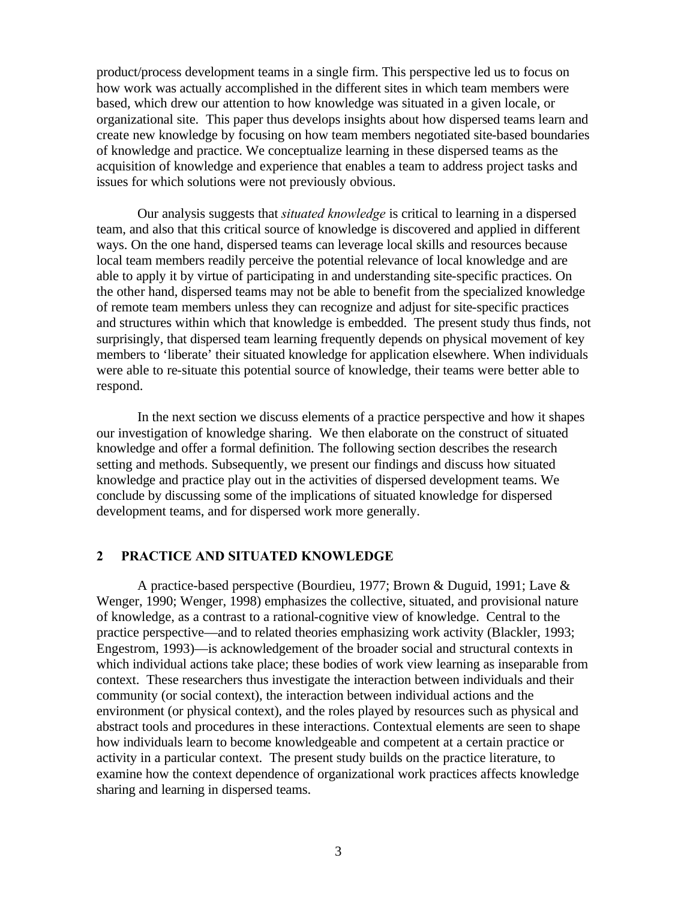product/process development teams in a single firm. This perspective led us to focus on how work was actually accomplished in the different sites in which team members were based, which drew our attention to how knowledge was situated in a given locale, or organizational site. This paper thus develops insights about how dispersed teams learn and create new knowledge by focusing on how team members negotiated site-based boundaries of knowledge and practice. We conceptualize learning in these dispersed teams as the acquisition of knowledge and experience that enables a team to address project tasks and issues for which solutions were not previously obvious.

Our analysis suggests that *situated knowledge* is critical to learning in a dispersed team, and also that this critical source of knowledge is discovered and applied in different ways. On the one hand, dispersed teams can leverage local skills and resources because local team members readily perceive the potential relevance of local knowledge and are able to apply it by virtue of participating in and understanding site-specific practices. On the other hand, dispersed teams may not be able to benefit from the specialized knowledge of remote team members unless they can recognize and adjust for site-specific practices and structures within which that knowledge is embedded. The present study thus finds, not surprisingly, that dispersed team learning frequently depends on physical movement of key members to 'liberate' their situated knowledge for application elsewhere. When individuals were able to re-situate this potential source of knowledge, their teams were better able to respond.

In the next section we discuss elements of a practice perspective and how it shapes our investigation of knowledge sharing. We then elaborate on the construct of situated knowledge and offer a formal definition. The following section describes the research setting and methods. Subsequently, we present our findings and discuss how situated knowledge and practice play out in the activities of dispersed development teams. We conclude by discussing some of the implications of situated knowledge for dispersed development teams, and for dispersed work more generally.

## 2 PRACTICE AND SITUATED KNOWLEDGE

A practice-based perspective (Bourdieu, 1977; Brown & Duguid, 1991; Lave & Wenger, 1990; Wenger, 1998) emphasizes the collective, situated, and provisional nature of knowledge, as a contrast to a rational-cognitive view of knowledge. Central to the practice perspective—and to related theories emphasizing work activity (Blackler, 1993; Engestrom, 1993)—is acknowledgement of the broader social and structural contexts in which individual actions take place; these bodies of work view learning as inseparable from context. These researchers thus investigate the interaction between individuals and their community (or social context), the interaction between individual actions and the environment (or physical context), and the roles played by resources such as physical and abstract tools and procedures in these interactions. Contextual elements are seen to shape how individuals learn to become knowledgeable and competent at a certain practice or activity in a particular context. The present study builds on the practice literature, to examine how the context dependence of organizational work practices affects knowledge sharing and learning in dispersed teams.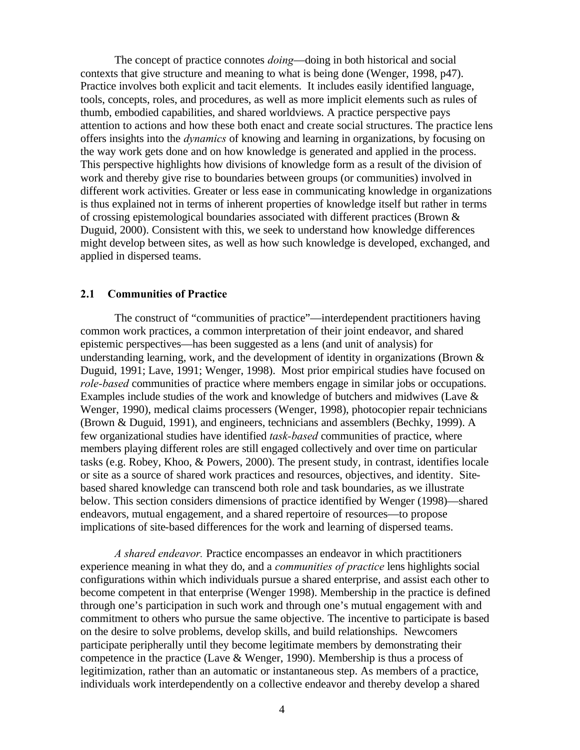The concept of practice connotes *doing*—doing in both historical and social contexts that give structure and meaning to what is being done (Wenger, 1998, p47). Practice involves both explicit and tacit elements. It includes easily identified language, tools, concepts, roles, and procedures, as well as more implicit elements such as rules of thumb, embodied capabilities, and shared worldviews. A practice perspective pays attention to actions and how these both enact and create social structures. The practice lens offers insights into the *dynamics* of knowing and learning in organizations, by focusing on the way work gets done and on how knowledge is generated and applied in the process. This perspective highlights how divisions of knowledge form as a result of the division of work and thereby give rise to boundaries between groups (or communities) involved in different work activities. Greater or less ease in communicating knowledge in organizations is thus explained not in terms of inherent properties of knowledge itself but rather in terms of crossing epistemological boundaries associated with different practices (Brown & Duguid, 2000). Consistent with this, we seek to understand how knowledge differences might develop between sites, as well as how such knowledge is developed, exchanged, and applied in dispersed teams.

## 2.1 Communities of Practice

The construct of "communities of practice"—interdependent practitioners having common work practices, a common interpretation of their joint endeavor, and shared epistemic perspectives—has been suggested as a lens (and unit of analysis) for understanding learning, work, and the development of identity in organizations (Brown & Duguid, 1991; Lave, 1991; Wenger, 1998). Most prior empirical studies have focused on *role-based* communities of practice where members engage in similar jobs or occupations. Examples include studies of the work and knowledge of butchers and midwives (Lave & Wenger, 1990), medical claims processers (Wenger, 1998), photocopier repair technicians (Brown & Duguid, 1991), and engineers, technicians and assemblers (Bechky, 1999). A few organizational studies have identified *task-based* communities of practice, where members playing different roles are still engaged collectively and over time on particular tasks (e.g. Robey, Khoo, & Powers, 2000). The present study, in contrast, identifies locale or site as a source of shared work practices and resources, objectives, and identity. Site-based shared knowledge can transcend both role and task boundaries, as we illustrate below. This section considers dimensions of practice identified by Wenger (1998)—shared endeavors, mutual engagement, and a shared repertoire of resources—to propose implications of site-based differences for the work and learning of dispersed teams.

*A shared endeavor.* Practice encompasses an endeavor in which practitioners experience meaning in what they do, and a *communities of practice* lens highlights social configurations within which individuals pursue a shared enterprise, and assist each other to become competent in that enterprise (Wenger 1998). Membership in the practice is defined through one's participation in such work and through one's mutual engagement with and commitment to others who pursue the same objective. The incentive to participate is based on the desire to solve problems, develop skills, and build relationships. Newcomers participate peripherally until they become legitimate members by demonstrating their competence in the practice (Lave & Wenger, 1990). Membership is thus a process of legitimization, rather than an automatic or instantaneous step. As members of a practice, individuals work interdependently on a collective endeavor and thereby develop a shared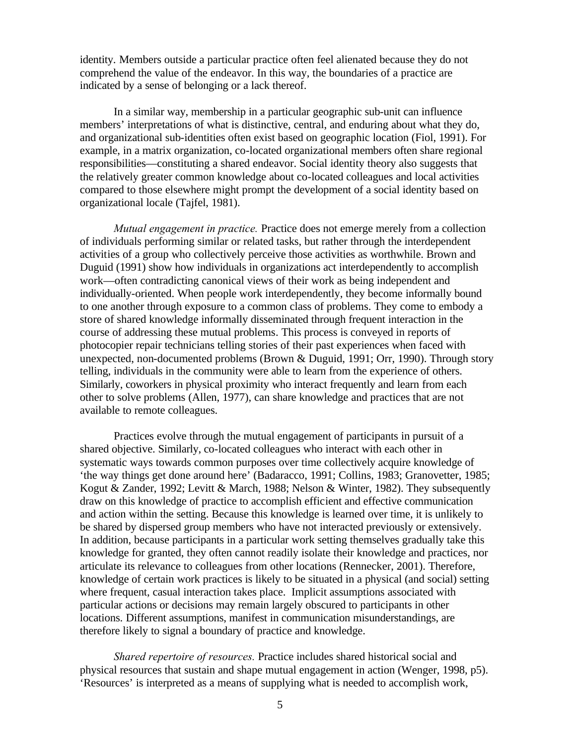identity. Members outside a particular practice often feel alienated because they do not comprehend the value of the endeavor. In this way, the boundaries of a practice are indicated by a sense of belonging or a lack thereof.

In a similar way, membership in a particular geographic sub-unit can influence members' interpretations of what is distinctive, central, and enduring about what they do, and organizational sub-identities often exist based on geographic location (Fiol, 1991). For example, in a matrix organization, co-located organizational members often share regional responsibilities—constituting a shared endeavor. Social identity theory also suggests that the relatively greater common knowledge about co-located colleagues and local activities compared to those elsewhere might prompt the development of a social identity based on organizational locale (Tajfel, 1981).

*Mutual engagement in practice.* Practice does not emerge merely from a collection of individuals performing similar or related tasks, but rather through the interdependent activities of a group who collectively perceive those activities as worthwhile. Brown and Duguid (1991) show how individuals in organizations act interdependently to accomplish work—often contradicting canonical views of their work as being independent and individually-oriented. When people work interdependently, they become informally bound to one another through exposure to a common class of problems. They come to embody a store of shared knowledge informally disseminated through frequent interaction in the course of addressing these mutual problems. This process is conveyed in reports of photocopier repair technicians telling stories of their past experiences when faced with unexpected, non-documented problems (Brown & Duguid, 1991; Orr, 1990). Through story telling, individuals in the community were able to learn from the experience of others. Similarly, coworkers in physical proximity who interact frequently and learn from each other to solve problems (Allen, 1977), can share knowledge and practices that are not available to remote colleagues.

Practices evolve through the mutual engagement of participants in pursuit of a shared objective. Similarly, co-located colleagues who interact with each other in systematic ways towards common purposes over time collectively acquire knowledge of 'the way things get done around here' (Badaracco, 1991; Collins, 1983; Granovetter, 1985; Kogut & Zander, 1992; Levitt & March, 1988; Nelson & Winter, 1982). They subsequently draw on this knowledge of practice to accomplish efficient and effective communication and action within the setting. Because this knowledge is learned over time, it is unlikely to be shared by dispersed group members who have not interacted previously or extensively. In addition, because participants in a particular work setting themselves gradually take this knowledge for granted, they often cannot readily isolate their knowledge and practices, nor articulate its relevance to colleagues from other locations (Rennecker, 2001). Therefore, knowledge of certain work practices is likely to be situated in a physical (and social) setting where frequent, casual interaction takes place. Implicit assumptions associated with particular actions or decisions may remain largely obscured to participants in other locations. Different assumptions, manifest in communication misunderstandings, are therefore likely to signal a boundary of practice and knowledge.

*Shared repertoire of resources.* Practice includes shared historical social and physical resources that sustain and shape mutual engagement in action (Wenger, 1998, p5). 'Resources' is interpreted as a means of supplying what is needed to accomplish work,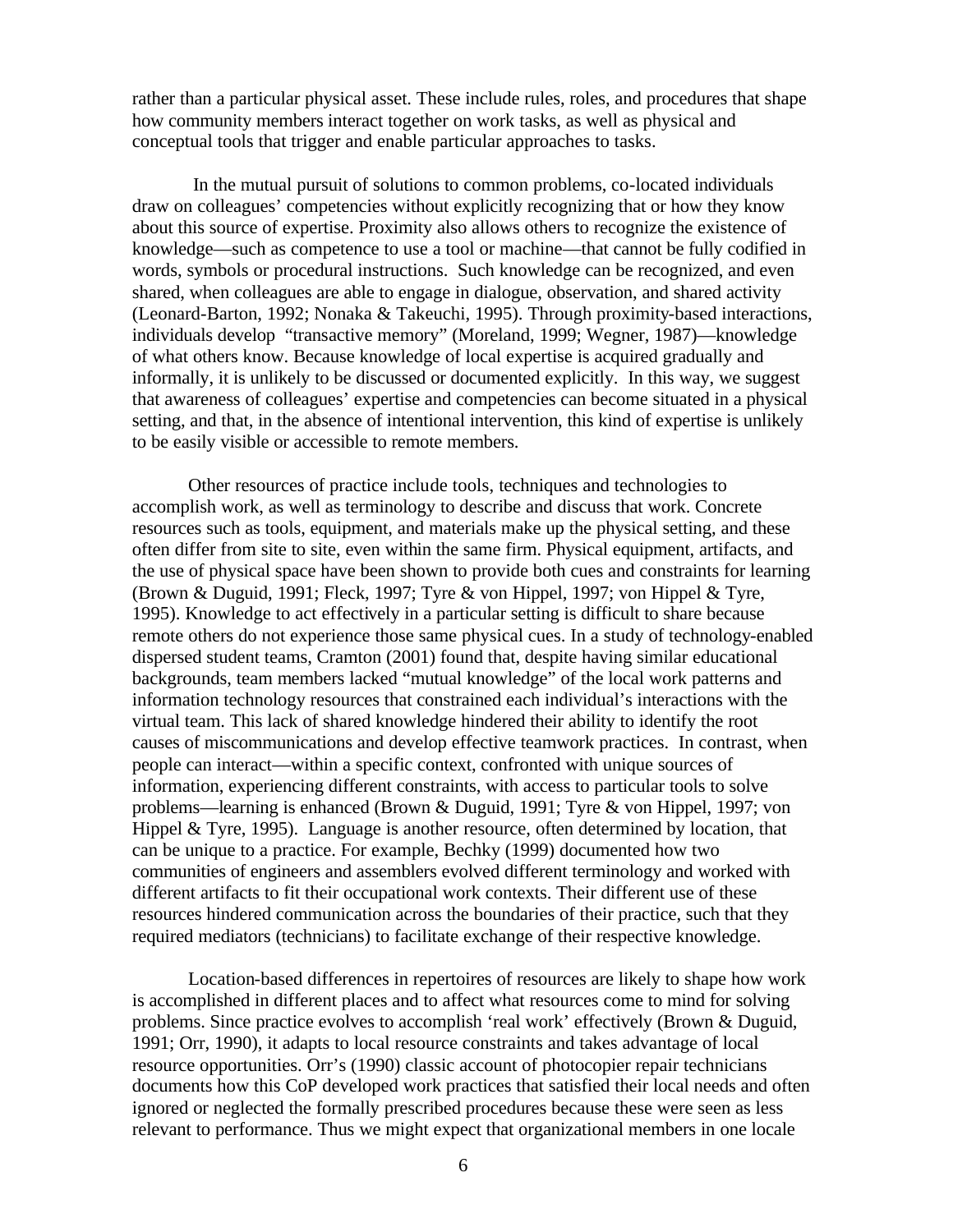rather than a particular physical asset. These include rules, roles, and procedures that shape how community members interact together on work tasks, as well as physical and conceptual tools that trigger and enable particular approaches to tasks.

In the mutual pursuit of solutions to common problems, co-located individuals draw on colleagues' competencies without explicitly recognizing that or how they know about this source of expertise. Proximity also allows others to recognize the existence of knowledge—such as competence to use a tool or machine—that cannot be fully codified in words, symbols or procedural instructions. Such knowledge can be recognized, and even shared, when colleagues are able to engage in dialogue, observation, and shared activity (Leonard-Barton, 1992; Nonaka & Takeuchi, 1995). Through proximity-based interactions, individuals develop "transactive memory" (Moreland, 1999; Wegner, 1987)—knowledge of what others know. Because knowledge of local expertise is acquired gradually and informally, it is unlikely to be discussed or documented explicitly. In this way, we suggest that awareness of colleagues' expertise and competencies can become situated in a physical setting, and that, in the absence of intentional intervention, this kind of expertise is unlikely to be easily visible or accessible to remote members.

Other resources of practice include tools, techniques and technologies to accomplish work, as well as terminology to describe and discuss that work. Concrete resources such as tools, equipment, and materials make up the physical setting, and these often differ from site to site, even within the same firm. Physical equipment, artifacts, and the use of physical space have been shown to provide both cues and constraints for learning (Brown & Duguid, 1991; Fleck, 1997; Tyre & von Hippel, 1997; von Hippel & Tyre, 1995). Knowledge to act effectively in a particular setting is difficult to share because remote others do not experience those same physical cues. In a study of technology-enabled dispersed student teams, Cramton (2001) found that, despite having similar educational backgrounds, team members lacked "mutual knowledge" of the local work patterns and information technology resources that constrained each individual's interactions with the virtual team. This lack of shared knowledge hindered their ability to identify the root causes of miscommunications and develop effective teamwork practices. In contrast, when people can interact—within a specific context, confronted with unique sources of information, experiencing different constraints, with access to particular tools to solve problems—learning is enhanced (Brown & Duguid, 1991; Tyre & von Hippel, 1997; von Hippel & Tyre, 1995). Language is another resource, often determined by location, that can be unique to a practice. For example, Bechky (1999) documented how two communities of engineers and assemblers evolved different terminology and worked with different artifacts to fit their occupational work contexts. Their different use of these resources hindered communication across the boundaries of their practice, such that they required mediators (technicians) to facilitate exchange of their respective knowledge.

Location-based differences in repertoires of resources are likely to shape how work is accomplished in different places and to affect what resources come to mind for solving problems. Since practice evolves to accomplish 'real work' effectively (Brown & Duguid, 1991; Orr, 1990), it adapts to local resource constraints and takes advantage of local resource opportunities. Orr's (1990) classic account of photocopier repair technicians documents how this CoP developed work practices that satisfied their local needs and often ignored or neglected the formally prescribed procedures because these were seen as less relevant to performance. Thus we might expect that organizational members in one locale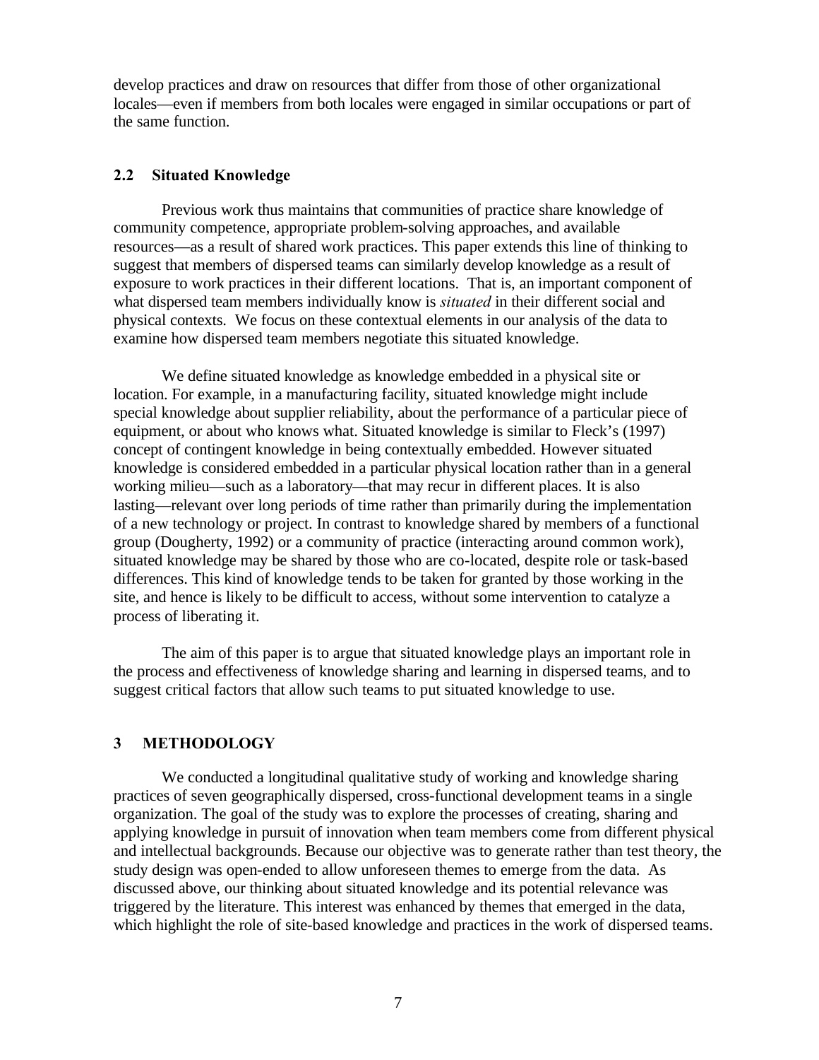develop practices and draw on resources that differ from those of other organizational locales—even if members from both locales were engaged in similar occupations or part of the same function.

### 2.2 Situated Knowledge

Previous work thus maintains that communities of practice share knowledge of community competence, appropriate problem-solving approaches, and available resources—as a result of shared work practices. This paper extends this line of thinking to suggest that members of dispersed teams can similarly develop knowledge as a result of exposure to work practices in their different locations. That is, an important component of what dispersed team members individually know is *situated* in their different social and physical contexts. We focus on these contextual elements in our analysis of the data to examine how dispersed team members negotiate this situated knowledge.

We define situated knowledge as knowledge embedded in a physical site or location. For example, in a manufacturing facility, situated knowledge might include special knowledge about supplier reliability, about the performance of a particular piece of equipment, or about who knows what. Situated knowledge is similar to Fleck's (1997) concept of contingent knowledge in being contextually embedded. However situated knowledge is considered embedded in a particular physical location rather than in a general working milieu—such as a laboratory—that may recur in different places. It is also lasting—relevant over long periods of time rather than primarily during the implementation of a new technology or project. In contrast to knowledge shared by members of a functional group (Dougherty, 1992) or a community of practice (interacting around common work), situated knowledge may be shared by those who are co-located, despite role or task-based differences. This kind of knowledge tends to be taken for granted by those working in the site, and hence is likely to be difficult to access, without some intervention to catalyze a process of liberating it.

The aim of this paper is to argue that situated knowledge plays an important role in the process and effectiveness of knowledge sharing and learning in dispersed teams, and to suggest critical factors that allow such teams to put situated knowledge to use.

## 3 METHODOLOGY

We conducted a longitudinal qualitative study of working and knowledge sharing practices of seven geographically dispersed, cross-functional development teams in a single organization. The goal of the study was to explore the processes of creating, sharing and applying knowledge in pursuit of innovation when team members come from different physical and intellectual backgrounds. Because our objective was to generate rather than test theory, the study design was open-ended to allow unforeseen themes to emerge from the data. As discussed above, our thinking about situated knowledge and its potential relevance was triggered by the literature. This interest was enhanced by themes that emerged in the data, which highlight the role of site-based knowledge and practices in the work of dispersed teams.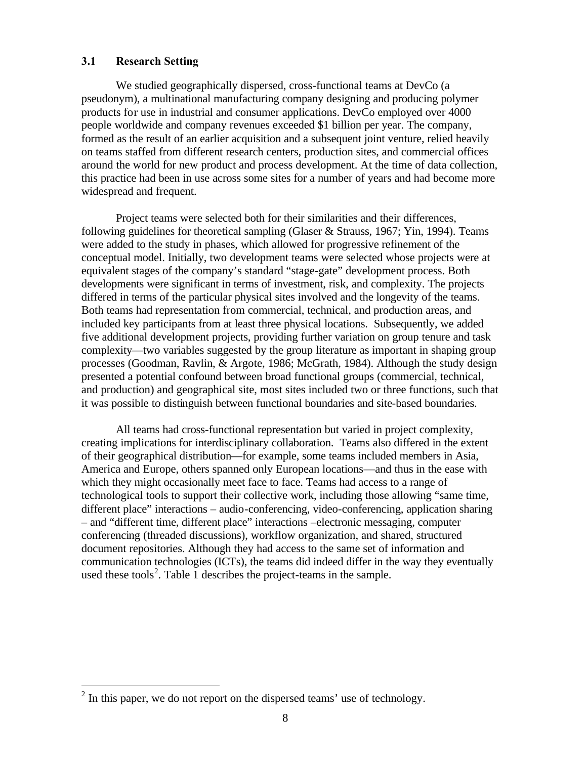### 3.1 Research Setting

We studied geographically dispersed, cross-functional teams at DevCo (a pseudonym), a multinational manufacturing company designing and producing polymer products for use in industrial and consumer applications. DevCo employed over 4000 people worldwide and company revenues exceeded $1 billion per year. The company, formed as the result of an earlier acquisition and a subsequent joint venture, relied heavily on teams staffed from different research centers, production sites, and commercial offices around the world for new product and process development. At the time of data collection, this practice had been in use across some sites for a number of years and had become more widespread and frequent.

Project teams were selected both for their similarities and their differences, following guidelines for theoretical sampling (Glaser & Strauss, 1967; Yin, 1994). Teams were added to the study in phases, which allowed for progressive refinement of the conceptual model. Initially, two development teams were selected whose projects were at equivalent stages of the company's standard "stage-gate" development process. Both developments were significant in terms of investment, risk, and complexity. The projects differed in terms of the particular physical sites involved and the longevity of the teams. Both teams had representation from commercial, technical, and production areas, and included key participants from at least three physical locations. Subsequently, we added five additional development projects, providing further variation on group tenure and task complexity—two variables suggested by the group literature as important in shaping group processes (Goodman, Ravlin, & Argote, 1986; McGrath, 1984). Although the study design presented a potential confound between broad functional groups (commercial, technical, and production) and geographical site, most sites included two or three functions, such that it was possible to distinguish between functional boundaries and site-based boundaries.

All teams had cross-functional representation but varied in project complexity, creating implications for interdisciplinary collaboration. Teams also differed in the extent of their geographical distribution—for example, some teams included members in Asia, America and Europe, others spanned only European locations—and thus in the ease with which they might occasionally meet face to face. Teams had access to a range of technological tools to support their collective work, including those allowing "same time, different place" interactions – audio-conferencing, video-conferencing, application sharing – and "different time, different place" interactions –electronic messaging, computer conferencing (threaded discussions), workflow organization, and shared, structured document repositories. Although they had access to the same set of information and communication technologies (ICTs), the teams did indeed differ in the way they eventually used these tools[2]. Table 1 describes the project-teams in the sample.

[2] In this paper, we do not report on the dispersed teams' use of technology.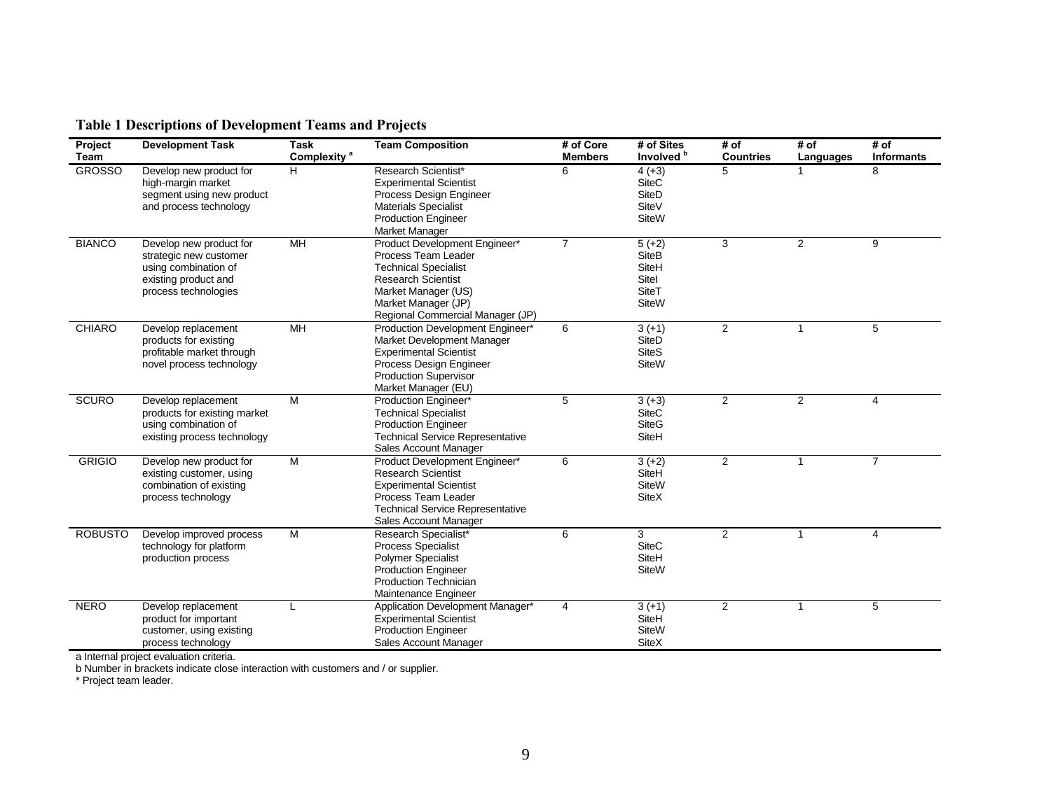**Table 1 Descriptions of Development Teams and Projects**

| Project Team | Development Task | Task Complexity [a] | Team Composition | # of Core Members | # of Sites Involved [b] | # of Countries | # of Languages | # of Informants |
|---|---|---|---|---|---|---|---|---|
| GROSSO | Develop new product for high-margin market segment using new product and process technology | H | Research Scientist*<br>Experimental Scientist<br>Process Design Engineer<br>Materials Specialist<br>Production Engineer<br>Market Manager | 6 | 4 (+3)<br>SiteC<br>SiteD<br>SiteV<br>SiteW | 5 | 1 | 8 |
| BIANCO | Develop new product for strategic new customer using combination of existing product and process technologies | MH | Product Development Engineer*<br>Process Team Leader<br>Technical Specialist<br>Research Scientist<br>Market Manager (US)<br>Market Manager (JP)<br>Regional Commercial Manager (JP) | 7 | 5 (+2)<br>SiteB<br>SiteH<br>SiteI<br>SiteT<br>SiteW | 3 | 2 | 9 |
| CHIARO | Develop replacement products for existing profitable market through novel process technology | MH | Production Development Engineer*<br>Market Development Manager<br>Experimental Scientist<br>Process Design Engineer<br>Production Supervisor<br>Market Manager (EU) | 6 | 3 (+1)<br>SiteD<br>SiteS<br>SiteW | 2 | 1 | 5 |
| SCURO | Develop replacement products for existing market using combination of existing process technology | M | Production Engineer*<br>Technical Specialist<br>Production Engineer<br>Technical Service Representative<br>Sales Account Manager | 5 | 3 (+3)<br>SiteC<br>SiteG<br>SiteH | 2 | 2 | 4 |
| GRIGIO | Develop new product for existing customer, using combination of existing process technology | M | Product Development Engineer*<br>Research Scientist<br>Experimental Scientist<br>Process Team Leader<br>Technical Service Representative<br>Sales Account Manager | 6 | 3 (+2)<br>SiteH<br>SiteW<br>SiteX | 2 | 1 | 7 |
| ROBUSTO | Develop improved process technology for platform production process | M | Research Specialist*<br>Process Specialist<br>Polymer Specialist<br>Production Engineer<br>Production Technician<br>Maintenance Engineer | 6 | 3<br>SiteC<br>SiteH<br>SiteW | 2 | 1 | 4 |
| NERO | Develop replacement product for important customer, using existing process technology | L | Application Development Manager*<br>Experimental Scientist<br>Production Engineer<br>Sales Account Manager | 4 | 3 (+1)<br>SiteH<br>SiteW<br>SiteX | 2 | 1 | 5 |

a Internal project evaluation criteria.
b Number in brackets indicate close interaction with customers and / or supplier.
\* Project team leader.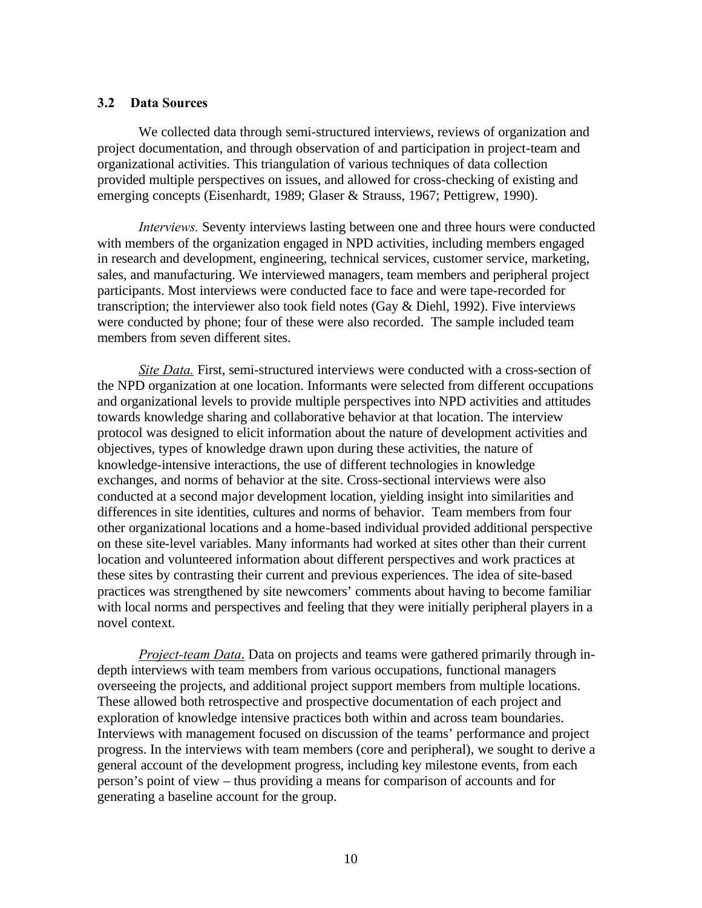### 3.2 Data Sources

We collected data through semi-structured interviews, reviews of organization and project documentation, and through observation of and participation in project-team and organizational activities. This triangulation of various techniques of data collection provided multiple perspectives on issues, and allowed for cross-checking of existing and emerging concepts (Eisenhardt, 1989; Glaser & Strauss, 1967; Pettigrew, 1990).

*Interviews.* Seventy interviews lasting between one and three hours were conducted with members of the organization engaged in NPD activities, including members engaged in research and development, engineering, technical services, customer service, marketing, sales, and manufacturing. We interviewed managers, team members and peripheral project participants. Most interviews were conducted face to face and were tape-recorded for transcription; the interviewer also took field notes (Gay & Diehl, 1992). Five interviews were conducted by phone; four of these were also recorded. The sample included team members from seven different sites.

*Site Data.* First, semi-structured interviews were conducted with a cross-section of the NPD organization at one location. Informants were selected from different occupations and organizational levels to provide multiple perspectives into NPD activities and attitudes towards knowledge sharing and collaborative behavior at that location. The interview protocol was designed to elicit information about the nature of development activities and objectives, types of knowledge drawn upon during these activities, the nature of knowledge-intensive interactions, the use of different technologies in knowledge exchanges, and norms of behavior at the site. Cross-sectional interviews were also conducted at a second major development location, yielding insight into similarities and differences in site identities, cultures and norms of behavior. Team members from four other organizational locations and a home-based individual provided additional perspective on these site-level variables. Many informants had worked at sites other than their current location and volunteered information about different perspectives and work practices at these sites by contrasting their current and previous experiences. The idea of site-based practices was strengthened by site newcomers' comments about having to become familiar with local norms and perspectives and feeling that they were initially peripheral players in a novel context.

*Project-team Data.* Data on projects and teams were gathered primarily through in-depth interviews with team members from various occupations, functional managers overseeing the projects, and additional project support members from multiple locations. These allowed both retrospective and prospective documentation of each project and exploration of knowledge intensive practices both within and across team boundaries. Interviews with management focused on discussion of the teams' performance and project progress. In the interviews with team members (core and peripheral), we sought to derive a general account of the development progress, including key milestone events, from each person's point of view – thus providing a means for comparison of accounts and for generating a baseline account for the group.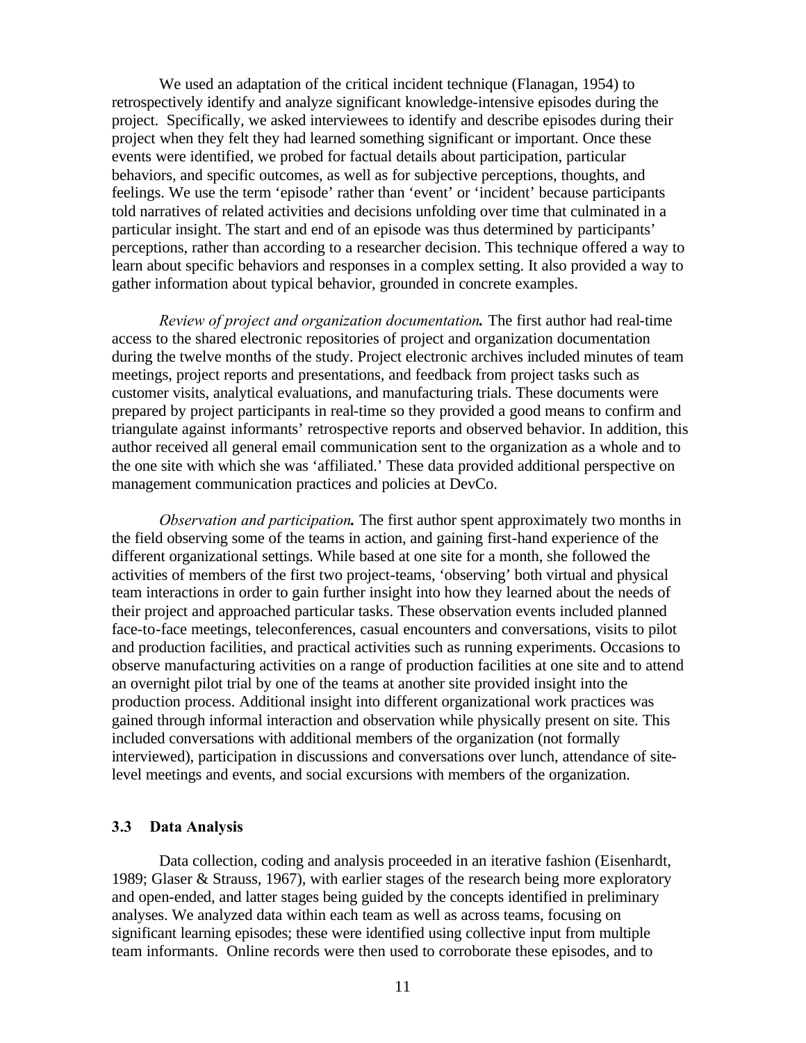We used an adaptation of the critical incident technique (Flanagan, 1954) to retrospectively identify and analyze significant knowledge-intensive episodes during the project. Specifically, we asked interviewees to identify and describe episodes during their project when they felt they had learned something significant or important. Once these events were identified, we probed for factual details about participation, particular behaviors, and specific outcomes, as well as for subjective perceptions, thoughts, and feelings. We use the term 'episode' rather than 'event' or 'incident' because participants told narratives of related activities and decisions unfolding over time that culminated in a particular insight. The start and end of an episode was thus determined by participants' perceptions, rather than according to a researcher decision. This technique offered a way to learn about specific behaviors and responses in a complex setting. It also provided a way to gather information about typical behavior, grounded in concrete examples.

*Review of project and organization documentation.* The first author had real-time access to the shared electronic repositories of project and organization documentation during the twelve months of the study. Project electronic archives included minutes of team meetings, project reports and presentations, and feedback from project tasks such as customer visits, analytical evaluations, and manufacturing trials. These documents were prepared by project participants in real-time so they provided a good means to confirm and triangulate against informants' retrospective reports and observed behavior. In addition, this author received all general email communication sent to the organization as a whole and to the one site with which she was 'affiliated.' These data provided additional perspective on management communication practices and policies at DevCo.

*Observation and participation.* The first author spent approximately two months in the field observing some of the teams in action, and gaining first-hand experience of the different organizational settings. While based at one site for a month, she followed the activities of members of the first two project-teams, 'observing' both virtual and physical team interactions in order to gain further insight into how they learned about the needs of their project and approached particular tasks. These observation events included planned face-to-face meetings, teleconferences, casual encounters and conversations, visits to pilot and production facilities, and practical activities such as running experiments. Occasions to observe manufacturing activities on a range of production facilities at one site and to attend an overnight pilot trial by one of the teams at another site provided insight into the production process. Additional insight into different organizational work practices was gained through informal interaction and observation while physically present on site. This included conversations with additional members of the organization (not formally interviewed), participation in discussions and conversations over lunch, attendance of site-level meetings and events, and social excursions with members of the organization.

### 3.3 Data Analysis

Data collection, coding and analysis proceeded in an iterative fashion (Eisenhardt, 1989; Glaser & Strauss, 1967), with earlier stages of the research being more exploratory and open-ended, and latter stages being guided by the concepts identified in preliminary analyses. We analyzed data within each team as well as across teams, focusing on significant learning episodes; these were identified using collective input from multiple team informants. Online records were then used to corroborate these episodes, and to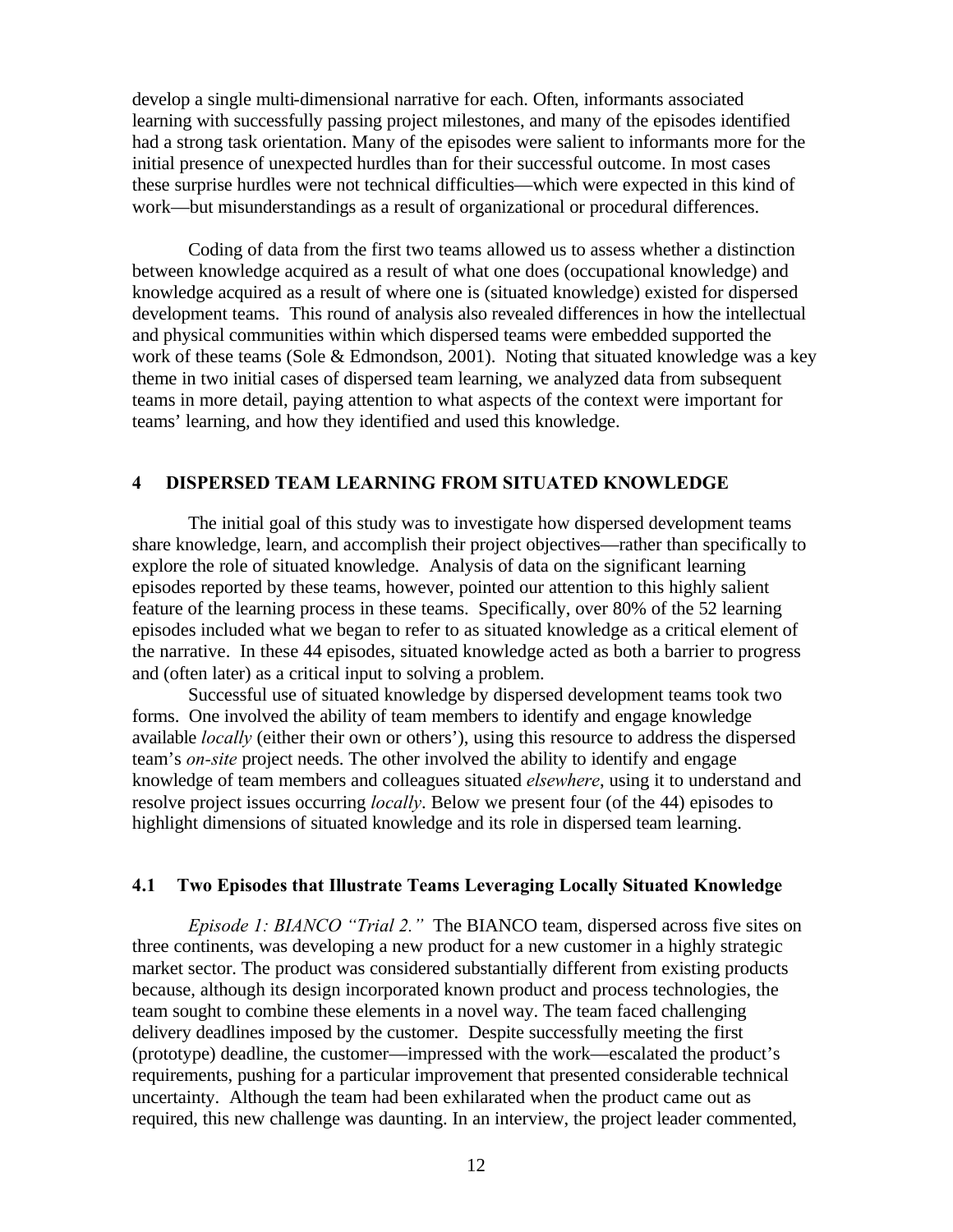develop a single multi-dimensional narrative for each. Often, informants associated learning with successfully passing project milestones, and many of the episodes identified had a strong task orientation. Many of the episodes were salient to informants more for the initial presence of unexpected hurdles than for their successful outcome. In most cases these surprise hurdles were not technical difficulties—which were expected in this kind of work—but misunderstandings as a result of organizational or procedural differences.

Coding of data from the first two teams allowed us to assess whether a distinction between knowledge acquired as a result of what one does (occupational knowledge) and knowledge acquired as a result of where one is (situated knowledge) existed for dispersed development teams. This round of analysis also revealed differences in how the intellectual and physical communities within which dispersed teams were embedded supported the work of these teams (Sole & Edmondson, 2001). Noting that situated knowledge was a key theme in two initial cases of dispersed team learning, we analyzed data from subsequent teams in more detail, paying attention to what aspects of the context were important for teams' learning, and how they identified and used this knowledge.

## 4 DISPERSED TEAM LEARNING FROM SITUATED KNOWLEDGE

The initial goal of this study was to investigate how dispersed development teams share knowledge, learn, and accomplish their project objectives—rather than specifically to explore the role of situated knowledge. Analysis of data on the significant learning episodes reported by these teams, however, pointed our attention to this highly salient feature of the learning process in these teams. Specifically, over 80% of the 52 learning episodes included what we began to refer to as situated knowledge as a critical element of the narrative. In these 44 episodes, situated knowledge acted as both a barrier to progress and (often later) as a critical input to solving a problem.

Successful use of situated knowledge by dispersed development teams took two forms. One involved the ability of team members to identify and engage knowledge available *locally* (either their own or others'), using this resource to address the dispersed team's *on-site* project needs. The other involved the ability to identify and engage knowledge of team members and colleagues situated *elsewhere*, using it to understand and resolve project issues occurring *locally*. Below we present four (of the 44) episodes to highlight dimensions of situated knowledge and its role in dispersed team learning.

### 4.1 Two Episodes that Illustrate Teams Leveraging Locally Situated Knowledge

*Episode 1: BIANCO "Trial 2."* The BIANCO team, dispersed across five sites on three continents, was developing a new product for a new customer in a highly strategic market sector. The product was considered substantially different from existing products because, although its design incorporated known product and process technologies, the team sought to combine these elements in a novel way. The team faced challenging delivery deadlines imposed by the customer. Despite successfully meeting the first (prototype) deadline, the customer—impressed with the work—escalated the product's requirements, pushing for a particular improvement that presented considerable technical uncertainty. Although the team had been exhilarated when the product came out as required, this new challenge was daunting. In an interview, the project leader commented,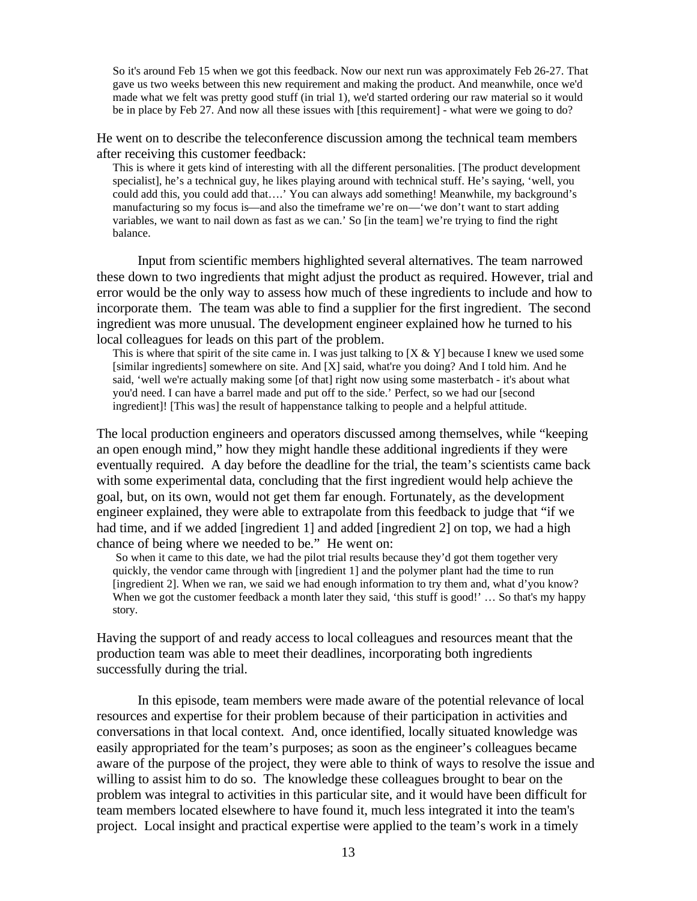> So it's around Feb 15 when we got this feedback. Now our next run was approximately Feb 26-27. That gave us two weeks between this new requirement and making the product. And meanwhile, once we'd made what we felt was pretty good stuff (in trial 1), we'd started ordering our raw material so it would be in place by Feb 27. And now all these issues with [this requirement] - what were we going to do?

He went on to describe the teleconference discussion among the technical team members after receiving this customer feedback:

> This is where it gets kind of interesting with all the different personalities. [The product development specialist], he's a technical guy, he likes playing around with technical stuff. He's saying, 'well, you could add this, you could add that….' You can always add something! Meanwhile, my background's manufacturing so my focus is—and also the timeframe we're on—'we don't want to start adding variables, we want to nail down as fast as we can.' So [in the team] we're trying to find the right balance.

Input from scientific members highlighted several alternatives. The team narrowed these down to two ingredients that might adjust the product as required. However, trial and error would be the only way to assess how much of these ingredients to include and how to incorporate them. The team was able to find a supplier for the first ingredient. The second ingredient was more unusual. The development engineer explained how he turned to his local colleagues for leads on this part of the problem.

> This is where that spirit of the site came in. I was just talking to [X & Y] because I knew we used some [similar ingredients] somewhere on site. And [X] said, what're you doing? And I told him. And he said, 'well we're actually making some [of that] right now using some masterbatch - it's about what you'd need. I can have a barrel made and put off to the side.' Perfect, so we had our [second ingredient]! [This was] the result of happenstance talking to people and a helpful attitude.

The local production engineers and operators discussed among themselves, while "keeping an open enough mind," how they might handle these additional ingredients if they were eventually required. A day before the deadline for the trial, the team's scientists came back with some experimental data, concluding that the first ingredient would help achieve the goal, but, on its own, would not get them far enough. Fortunately, as the development engineer explained, they were able to extrapolate from this feedback to judge that "if we had time, and if we added [ingredient 1] and added [ingredient 2] on top, we had a high chance of being where we needed to be." He went on:

> So when it came to this date, we had the pilot trial results because they'd got them together very quickly, the vendor came through with [ingredient 1] and the polymer plant had the time to run [ingredient 2]. When we ran, we said we had enough information to try them and, what d'you know? When we got the customer feedback a month later they said, 'this stuff is good!' … So that's my happy story.

Having the support of and ready access to local colleagues and resources meant that the production team was able to meet their deadlines, incorporating both ingredients successfully during the trial.

In this episode, team members were made aware of the potential relevance of local resources and expertise for their problem because of their participation in activities and conversations in that local context. And, once identified, locally situated knowledge was easily appropriated for the team's purposes; as soon as the engineer's colleagues became aware of the purpose of the project, they were able to think of ways to resolve the issue and willing to assist him to do so. The knowledge these colleagues brought to bear on the problem was integral to activities in this particular site, and it would have been difficult for team members located elsewhere to have found it, much less integrated it into the team's project. Local insight and practical expertise were applied to the team's work in a timely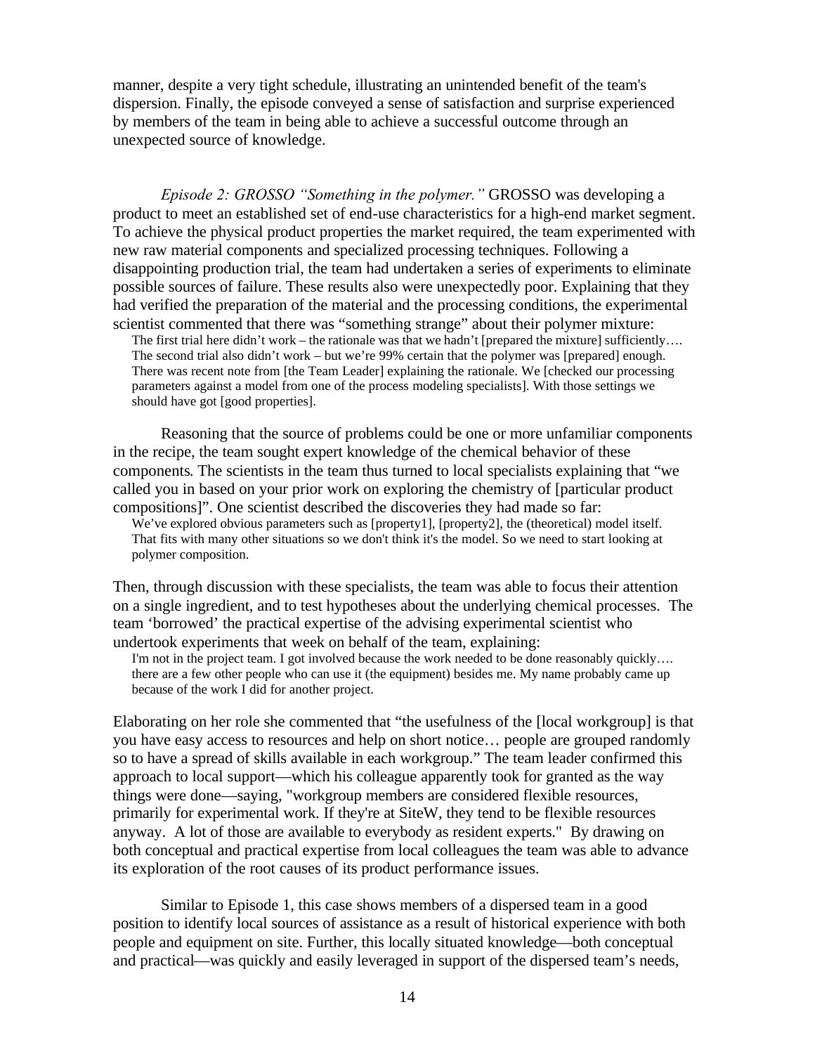manner, despite a very tight schedule, illustrating an unintended benefit of the team's dispersion. Finally, the episode conveyed a sense of satisfaction and surprise experienced by members of the team in being able to achieve a successful outcome through an unexpected source of knowledge.

*Episode 2: GROSSO "Something in the polymer."* GROSSO was developing a product to meet an established set of end-use characteristics for a high-end market segment. To achieve the physical product properties the market required, the team experimented with new raw material components and specialized processing techniques. Following a disappointing production trial, the team had undertaken a series of experiments to eliminate possible sources of failure. These results also were unexpectedly poor. Explaining that they had verified the preparation of the material and the processing conditions, the experimental scientist commented that there was "something strange" about their polymer mixture:

> The first trial here didn't work – the rationale was that we hadn't [prepared the mixture] sufficiently…. The second trial also didn't work – but we're 99% certain that the polymer was [prepared] enough. There was recent note from [the Team Leader] explaining the rationale. We [checked our processing parameters against a model from one of the process modeling specialists]. With those settings we should have got [good properties].

Reasoning that the source of problems could be one or more unfamiliar components in the recipe, the team sought expert knowledge of the chemical behavior of these components. The scientists in the team thus turned to local specialists explaining that "we called you in based on your prior work on exploring the chemistry of [particular product compositions]". One scientist described the discoveries they had made so far:

> We've explored obvious parameters such as [property1], [property2], the (theoretical) model itself. That fits with many other situations so we don't think it's the model. So we need to start looking at polymer composition.

Then, through discussion with these specialists, the team was able to focus their attention on a single ingredient, and to test hypotheses about the underlying chemical processes. The team 'borrowed' the practical expertise of the advising experimental scientist who undertook experiments that week on behalf of the team, explaining:

> I'm not in the project team. I got involved because the work needed to be done reasonably quickly…. there are a few other people who can use it (the equipment) besides me. My name probably came up because of the work I did for another project.

Elaborating on her role she commented that "the usefulness of the [local workgroup] is that you have easy access to resources and help on short notice… people are grouped randomly so to have a spread of skills available in each workgroup." The team leader confirmed this approach to local support—which his colleague apparently took for granted as the way things were done—saying, "workgroup members are considered flexible resources, primarily for experimental work. If they're at SiteW, they tend to be flexible resources anyway. A lot of those are available to everybody as resident experts." By drawing on both conceptual and practical expertise from local colleagues the team was able to advance its exploration of the root causes of its product performance issues.

Similar to Episode 1, this case shows members of a dispersed team in a good position to identify local sources of assistance as a result of historical experience with both people and equipment on site. Further, this locally situated knowledge—both conceptual and practical—was quickly and easily leveraged in support of the dispersed team's needs,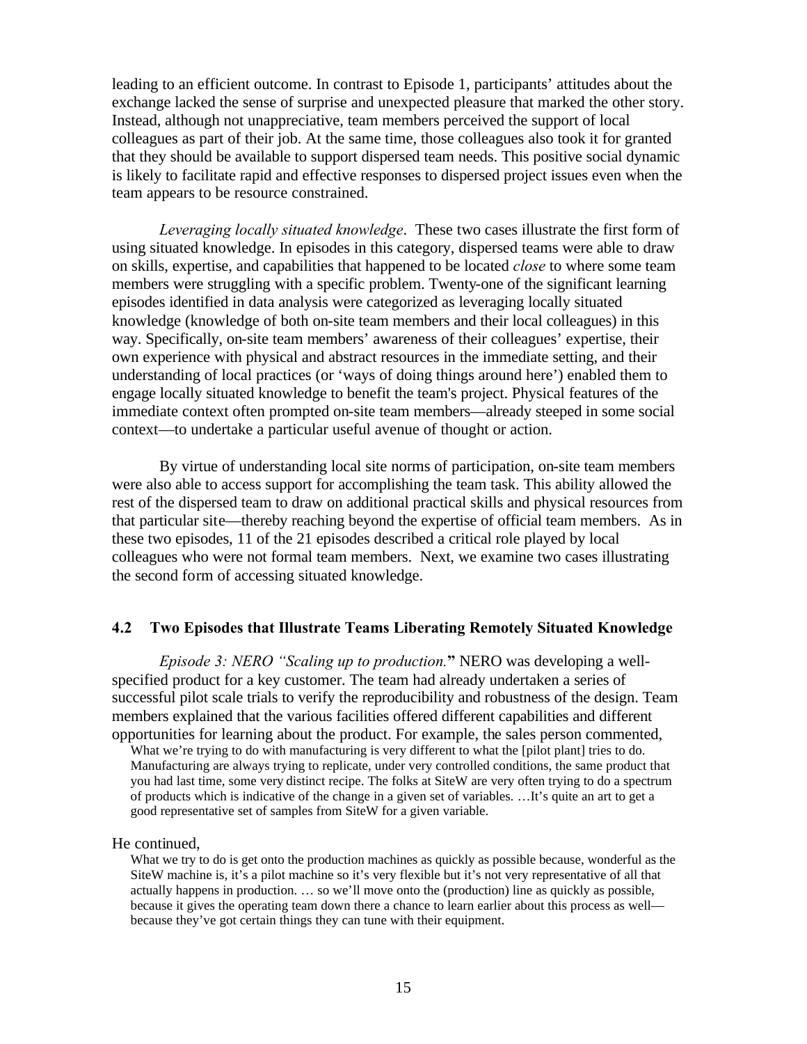leading to an efficient outcome. In contrast to Episode 1, participants' attitudes about the exchange lacked the sense of surprise and unexpected pleasure that marked the other story. Instead, although not unappreciative, team members perceived the support of local colleagues as part of their job. At the same time, those colleagues also took it for granted that they should be available to support dispersed team needs. This positive social dynamic is likely to facilitate rapid and effective responses to dispersed project issues even when the team appears to be resource constrained.

*Leveraging locally situated knowledge*. These two cases illustrate the first form of using situated knowledge. In episodes in this category, dispersed teams were able to draw on skills, expertise, and capabilities that happened to be located *close* to where some team members were struggling with a specific problem. Twenty-one of the significant learning episodes identified in data analysis were categorized as leveraging locally situated knowledge (knowledge of both on-site team members and their local colleagues) in this way. Specifically, on-site team members' awareness of their colleagues' expertise, their own experience with physical and abstract resources in the immediate setting, and their understanding of local practices (or 'ways of doing things around here') enabled them to engage locally situated knowledge to benefit the team's project. Physical features of the immediate context often prompted on-site team members—already steeped in some social context—to undertake a particular useful avenue of thought or action.

By virtue of understanding local site norms of participation, on-site team members were also able to access support for accomplishing the team task. This ability allowed the rest of the dispersed team to draw on additional practical skills and physical resources from that particular site—thereby reaching beyond the expertise of official team members. As in these two episodes, 11 of the 21 episodes described a critical role played by local colleagues who were not formal team members. Next, we examine two cases illustrating the second form of accessing situated knowledge.

### 4.2 Two Episodes that Illustrate Teams Liberating Remotely Situated Knowledge

*Episode 3: NERO "Scaling up to production.*" NERO was developing a well-specified product for a key customer. The team had already undertaken a series of successful pilot scale trials to verify the reproducibility and robustness of the design. Team members explained that the various facilities offered different capabilities and different opportunities for learning about the product. For example, the sales person commented,

> What we're trying to do with manufacturing is very different to what the [pilot plant] tries to do. Manufacturing are always trying to replicate, under very controlled conditions, the same product that you had last time, some very distinct recipe. The folks at SiteW are very often trying to do a spectrum of products which is indicative of the change in a given set of variables. …It's quite an art to get a good representative set of samples from SiteW for a given variable.

He continued,

> What we try to do is get onto the production machines as quickly as possible because, wonderful as the SiteW machine is, it's a pilot machine so it's very flexible but it's not very representative of all that actually happens in production. … so we'll move onto the (production) line as quickly as possible, because it gives the operating team down there a chance to learn earlier about this process as well—because they've got certain things they can tune with their equipment.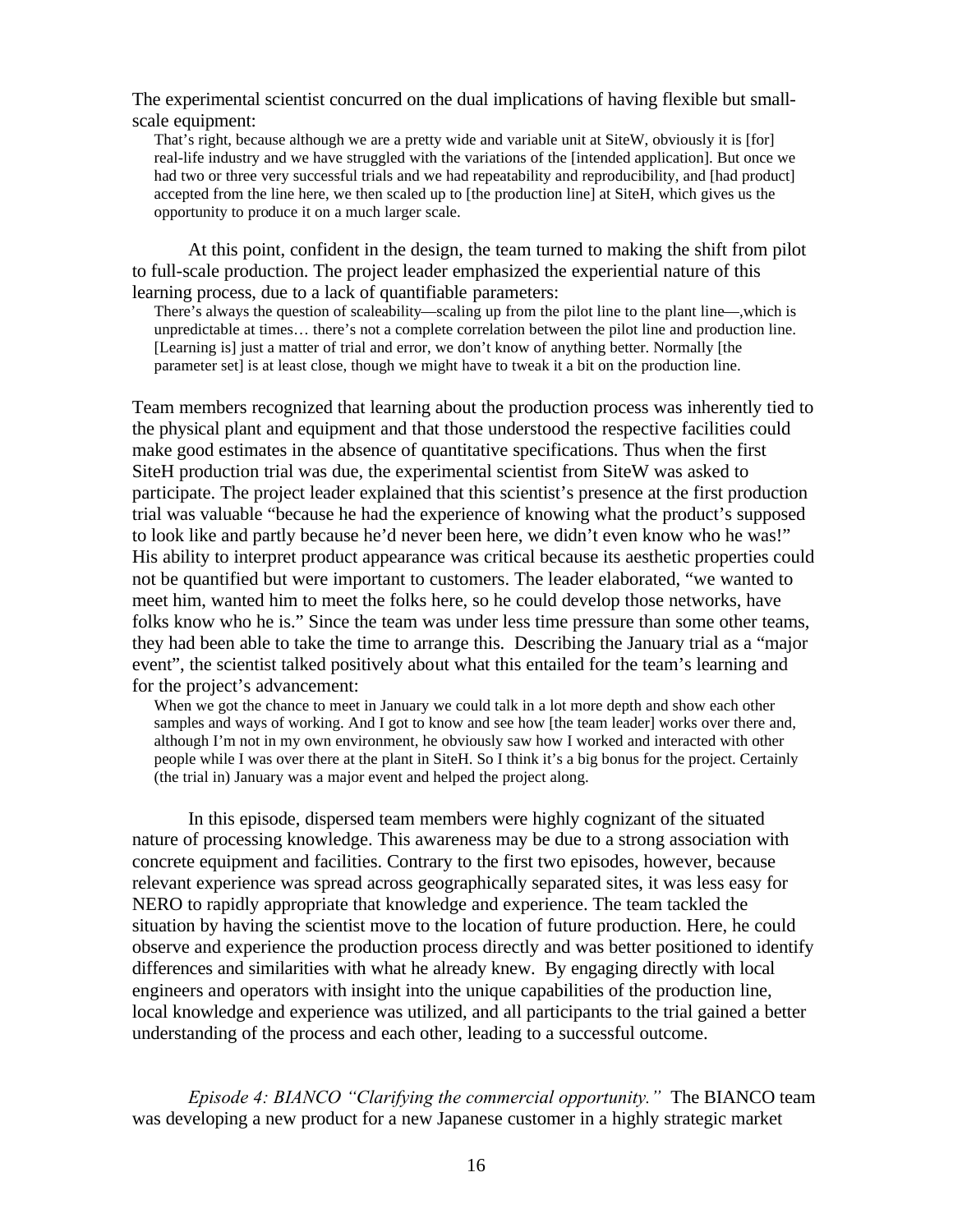The experimental scientist concurred on the dual implications of having flexible but small-scale equipment:

> That's right, because although we are a pretty wide and variable unit at SiteW, obviously it is [for] real-life industry and we have struggled with the variations of the [intended application]. But once we had two or three very successful trials and we had repeatability and reproducibility, and [had product] accepted from the line here, we then scaled up to [the production line] at SiteH, which gives us the opportunity to produce it on a much larger scale.

At this point, confident in the design, the team turned to making the shift from pilot to full-scale production. The project leader emphasized the experiential nature of this learning process, due to a lack of quantifiable parameters:

> There's always the question of scaleability—scaling up from the pilot line to the plant line—,which is unpredictable at times… there's not a complete correlation between the pilot line and production line. [Learning is] just a matter of trial and error, we don't know of anything better. Normally [the parameter set] is at least close, though we might have to tweak it a bit on the production line.

Team members recognized that learning about the production process was inherently tied to the physical plant and equipment and that those understood the respective facilities could make good estimates in the absence of quantitative specifications. Thus when the first SiteH production trial was due, the experimental scientist from SiteW was asked to participate. The project leader explained that this scientist's presence at the first production trial was valuable "because he had the experience of knowing what the product's supposed to look like and partly because he'd never been here, we didn't even know who he was!" His ability to interpret product appearance was critical because its aesthetic properties could not be quantified but were important to customers. The leader elaborated, "we wanted to meet him, wanted him to meet the folks here, so he could develop those networks, have folks know who he is." Since the team was under less time pressure than some other teams, they had been able to take the time to arrange this. Describing the January trial as a "major event", the scientist talked positively about what this entailed for the team's learning and for the project's advancement:

> When we got the chance to meet in January we could talk in a lot more depth and show each other samples and ways of working. And I got to know and see how [the team leader] works over there and, although I'm not in my own environment, he obviously saw how I worked and interacted with other people while I was over there at the plant in SiteH. So I think it's a big bonus for the project. Certainly (the trial in) January was a major event and helped the project along.

In this episode, dispersed team members were highly cognizant of the situated nature of processing knowledge. This awareness may be due to a strong association with concrete equipment and facilities. Contrary to the first two episodes, however, because relevant experience was spread across geographically separated sites, it was less easy for NERO to rapidly appropriate that knowledge and experience. The team tackled the situation by having the scientist move to the location of future production. Here, he could observe and experience the production process directly and was better positioned to identify differences and similarities with what he already knew. By engaging directly with local engineers and operators with insight into the unique capabilities of the production line, local knowledge and experience was utilized, and all participants to the trial gained a better understanding of the process and each other, leading to a successful outcome.

*Episode 4: BIANCO "Clarifying the commercial opportunity."* The BIANCO team was developing a new product for a new Japanese customer in a highly strategic market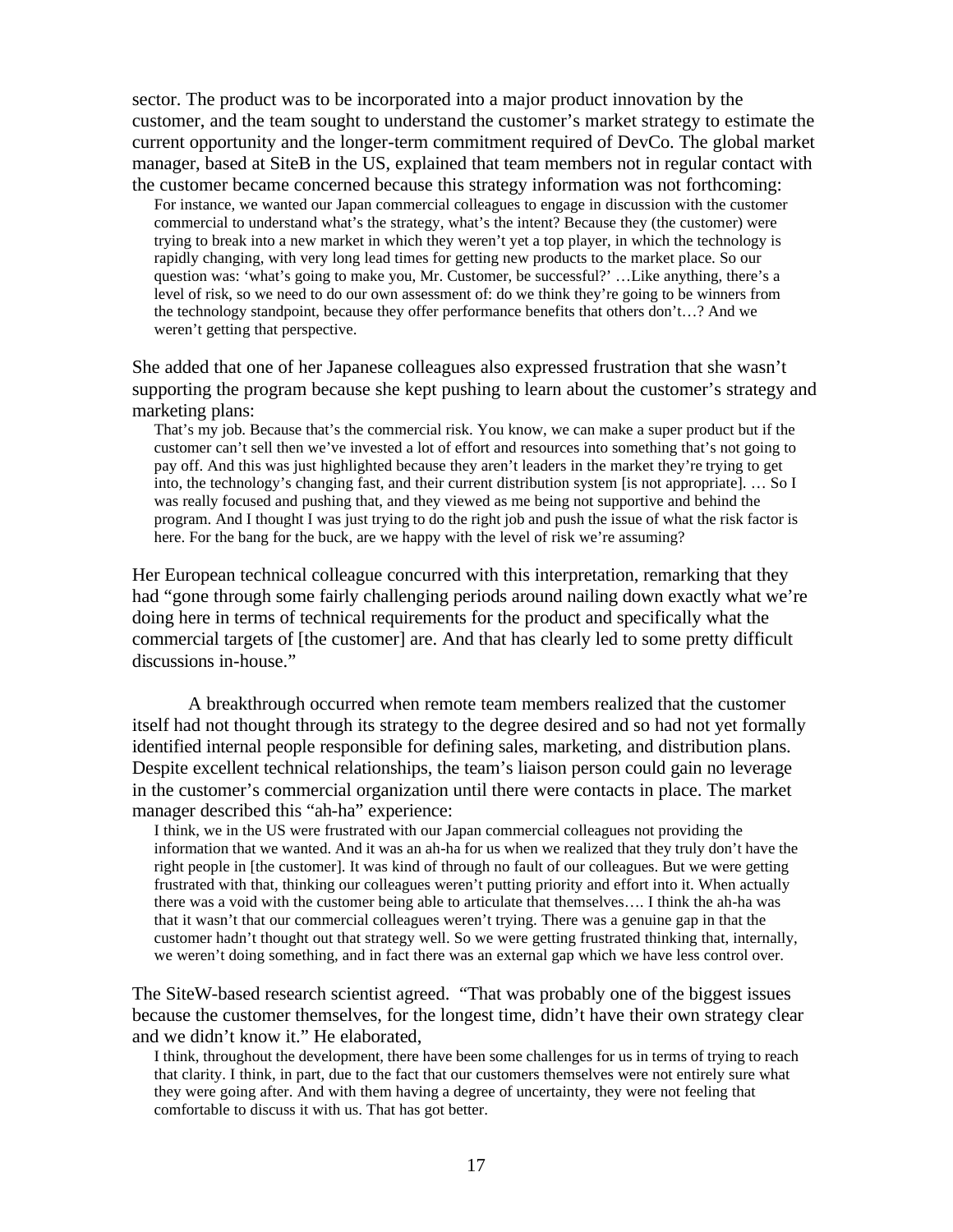sector. The product was to be incorporated into a major product innovation by the customer, and the team sought to understand the customer's market strategy to estimate the current opportunity and the longer-term commitment required of DevCo. The global market manager, based at SiteB in the US, explained that team members not in regular contact with the customer became concerned because this strategy information was not forthcoming:

> For instance, we wanted our Japan commercial colleagues to engage in discussion with the customer commercial to understand what's the strategy, what's the intent? Because they (the customer) were trying to break into a new market in which they weren't yet a top player, in which the technology is rapidly changing, with very long lead times for getting new products to the market place. So our question was: 'what's going to make you, Mr. Customer, be successful?' …Like anything, there's a level of risk, so we need to do our own assessment of: do we think they're going to be winners from the technology standpoint, because they offer performance benefits that others don't…? And we weren't getting that perspective.

She added that one of her Japanese colleagues also expressed frustration that she wasn't supporting the program because she kept pushing to learn about the customer's strategy and marketing plans:

> That's my job. Because that's the commercial risk. You know, we can make a super product but if the customer can't sell then we've invested a lot of effort and resources into something that's not going to pay off. And this was just highlighted because they aren't leaders in the market they're trying to get into, the technology's changing fast, and their current distribution system [is not appropriate]. … So I was really focused and pushing that, and they viewed as me being not supportive and behind the program. And I thought I was just trying to do the right job and push the issue of what the risk factor is here. For the bang for the buck, are we happy with the level of risk we're assuming?

Her European technical colleague concurred with this interpretation, remarking that they had "gone through some fairly challenging periods around nailing down exactly what we're doing here in terms of technical requirements for the product and specifically what the commercial targets of [the customer] are. And that has clearly led to some pretty difficult discussions in-house."

A breakthrough occurred when remote team members realized that the customer itself had not thought through its strategy to the degree desired and so had not yet formally identified internal people responsible for defining sales, marketing, and distribution plans. Despite excellent technical relationships, the team's liaison person could gain no leverage in the customer's commercial organization until there were contacts in place. The market manager described this "ah-ha" experience:

> I think, we in the US were frustrated with our Japan commercial colleagues not providing the information that we wanted. And it was an ah-ha for us when we realized that they truly don't have the right people in [the customer]. It was kind of through no fault of our colleagues. But we were getting frustrated with that, thinking our colleagues weren't putting priority and effort into it. When actually there was a void with the customer being able to articulate that themselves…. I think the ah-ha was that it wasn't that our commercial colleagues weren't trying. There was a genuine gap in that the customer hadn't thought out that strategy well. So we were getting frustrated thinking that, internally, we weren't doing something, and in fact there was an external gap which we have less control over.

The SiteW-based research scientist agreed. "That was probably one of the biggest issues because the customer themselves, for the longest time, didn't have their own strategy clear and we didn't know it." He elaborated,

> I think, throughout the development, there have been some challenges for us in terms of trying to reach that clarity. I think, in part, due to the fact that our customers themselves were not entirely sure what they were going after. And with them having a degree of uncertainty, they were not feeling that comfortable to discuss it with us. That has got better.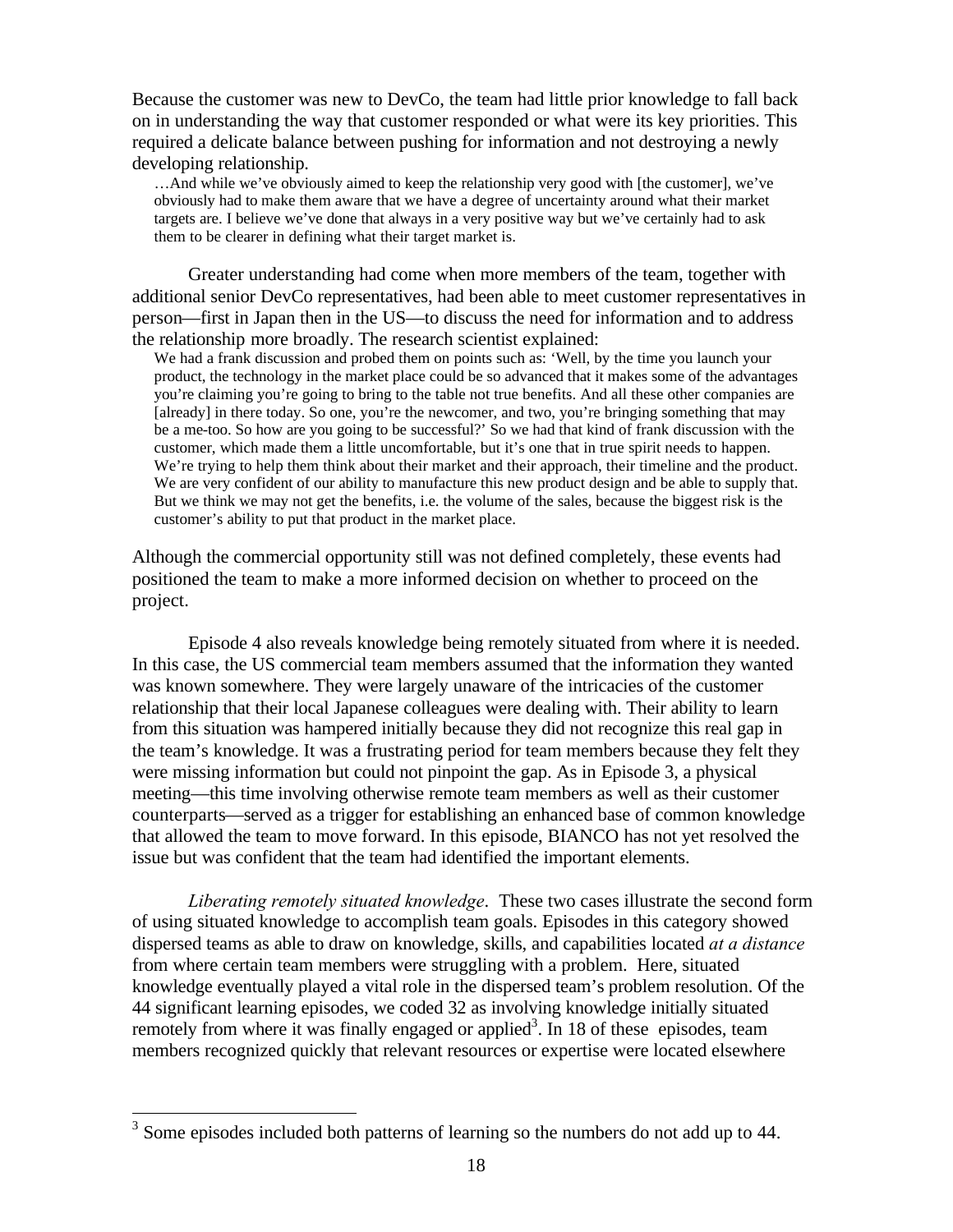Because the customer was new to DevCo, the team had little prior knowledge to fall back on in understanding the way that customer responded or what were its key priorities. This required a delicate balance between pushing for information and not destroying a newly developing relationship.

> …And while we've obviously aimed to keep the relationship very good with [the customer], we've obviously had to make them aware that we have a degree of uncertainty around what their market targets are. I believe we've done that always in a very positive way but we've certainly had to ask them to be clearer in defining what their target market is.

Greater understanding had come when more members of the team, together with additional senior DevCo representatives, had been able to meet customer representatives in person—first in Japan then in the US—to discuss the need for information and to address the relationship more broadly. The research scientist explained:

> We had a frank discussion and probed them on points such as: 'Well, by the time you launch your product, the technology in the market place could be so advanced that it makes some of the advantages you're claiming you're going to bring to the table not true benefits. And all these other companies are [already] in there today. So one, you're the newcomer, and two, you're bringing something that may be a me-too. So how are you going to be successful?' So we had that kind of frank discussion with the customer, which made them a little uncomfortable, but it's one that in true spirit needs to happen. We're trying to help them think about their market and their approach, their timeline and the product. We are very confident of our ability to manufacture this new product design and be able to supply that. But we think we may not get the benefits, i.e. the volume of the sales, because the biggest risk is the customer's ability to put that product in the market place.

Although the commercial opportunity still was not defined completely, these events had positioned the team to make a more informed decision on whether to proceed on the project.

Episode 4 also reveals knowledge being remotely situated from where it is needed. In this case, the US commercial team members assumed that the information they wanted was known somewhere. They were largely unaware of the intricacies of the customer relationship that their local Japanese colleagues were dealing with. Their ability to learn from this situation was hampered initially because they did not recognize this real gap in the team's knowledge. It was a frustrating period for team members because they felt they were missing information but could not pinpoint the gap. As in Episode 3, a physical meeting—this time involving otherwise remote team members as well as their customer counterparts—served as a trigger for establishing an enhanced base of common knowledge that allowed the team to move forward. In this episode, BIANCO has not yet resolved the issue but was confident that the team had identified the important elements.

*Liberating remotely situated knowledge*. These two cases illustrate the second form of using situated knowledge to accomplish team goals. Episodes in this category showed dispersed teams as able to draw on knowledge, skills, and capabilities located *at a distance* from where certain team members were struggling with a problem. Here, situated knowledge eventually played a vital role in the dispersed team's problem resolution. Of the 44 significant learning episodes, we coded 32 as involving knowledge initially situated remotely from where it was finally engaged or applied[3]. In 18 of these episodes, team members recognized quickly that relevant resources or expertise were located elsewhere

[3] Some episodes included both patterns of learning so the numbers do not add up to 44.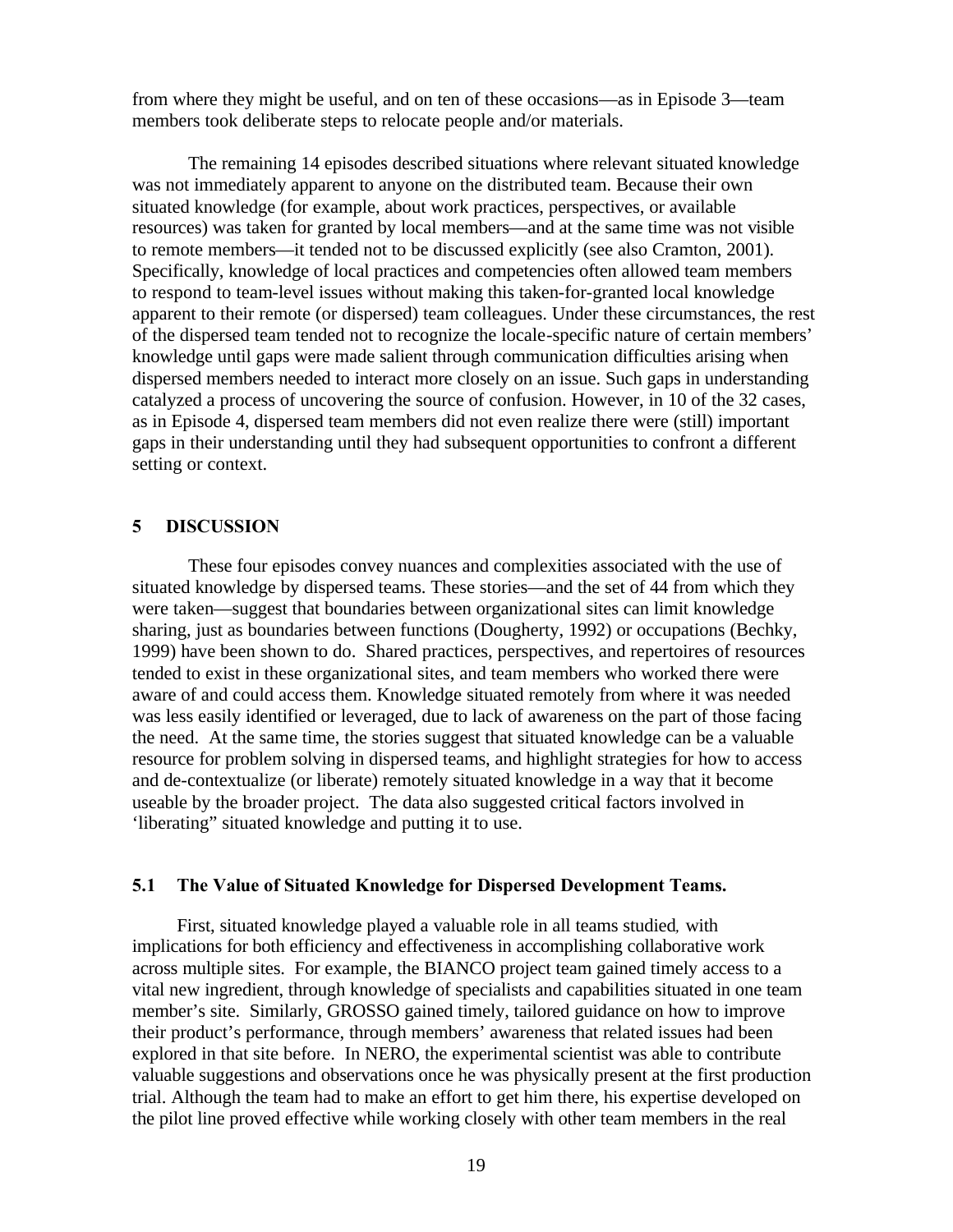from where they might be useful, and on ten of these occasions—as in Episode 3—team members took deliberate steps to relocate people and/or materials.

The remaining 14 episodes described situations where relevant situated knowledge was not immediately apparent to anyone on the distributed team. Because their own situated knowledge (for example, about work practices, perspectives, or available resources) was taken for granted by local members—and at the same time was not visible to remote members—it tended not to be discussed explicitly (see also Cramton, 2001). Specifically, knowledge of local practices and competencies often allowed team members to respond to team-level issues without making this taken-for-granted local knowledge apparent to their remote (or dispersed) team colleagues. Under these circumstances, the rest of the dispersed team tended not to recognize the locale-specific nature of certain members' knowledge until gaps were made salient through communication difficulties arising when dispersed members needed to interact more closely on an issue. Such gaps in understanding catalyzed a process of uncovering the source of confusion. However, in 10 of the 32 cases, as in Episode 4, dispersed team members did not even realize there were (still) important gaps in their understanding until they had subsequent opportunities to confront a different setting or context.

## 5 DISCUSSION

These four episodes convey nuances and complexities associated with the use of situated knowledge by dispersed teams. These stories—and the set of 44 from which they were taken—suggest that boundaries between organizational sites can limit knowledge sharing, just as boundaries between functions (Dougherty, 1992) or occupations (Bechky, 1999) have been shown to do. Shared practices, perspectives, and repertoires of resources tended to exist in these organizational sites, and team members who worked there were aware of and could access them. Knowledge situated remotely from where it was needed was less easily identified or leveraged, due to lack of awareness on the part of those facing the need. At the same time, the stories suggest that situated knowledge can be a valuable resource for problem solving in dispersed teams, and highlight strategies for how to access and de-contextualize (or liberate) remotely situated knowledge in a way that it become useable by the broader project. The data also suggested critical factors involved in 'liberating" situated knowledge and putting it to use.

### 5.1 The Value of Situated Knowledge for Dispersed Development Teams.

First, situated knowledge played a valuable role in all teams studied, with implications for both efficiency and effectiveness in accomplishing collaborative work across multiple sites. For example, the BIANCO project team gained timely access to a vital new ingredient, through knowledge of specialists and capabilities situated in one team member's site. Similarly, GROSSO gained timely, tailored guidance on how to improve their product's performance, through members' awareness that related issues had been explored in that site before. In NERO, the experimental scientist was able to contribute valuable suggestions and observations once he was physically present at the first production trial. Although the team had to make an effort to get him there, his expertise developed on the pilot line proved effective while working closely with other team members in the real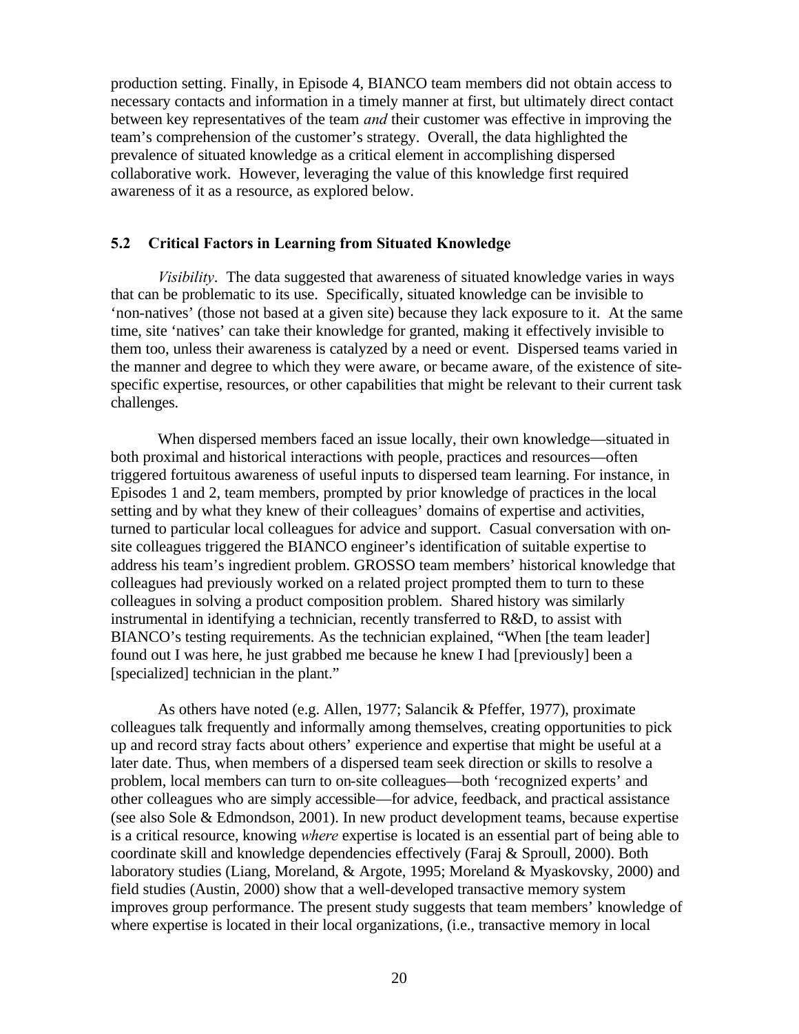production setting. Finally, in Episode 4, BIANCO team members did not obtain access to necessary contacts and information in a timely manner at first, but ultimately direct contact between key representatives of the team *and* their customer was effective in improving the team's comprehension of the customer's strategy. Overall, the data highlighted the prevalence of situated knowledge as a critical element in accomplishing dispersed collaborative work. However, leveraging the value of this knowledge first required awareness of it as a resource, as explored below.

### 5.2 Critical Factors in Learning from Situated Knowledge

*Visibility*. The data suggested that awareness of situated knowledge varies in ways that can be problematic to its use. Specifically, situated knowledge can be invisible to 'non-natives' (those not based at a given site) because they lack exposure to it. At the same time, site 'natives' can take their knowledge for granted, making it effectively invisible to them too, unless their awareness is catalyzed by a need or event. Dispersed teams varied in the manner and degree to which they were aware, or became aware, of the existence of site-specific expertise, resources, or other capabilities that might be relevant to their current task challenges.

When dispersed members faced an issue locally, their own knowledge—situated in both proximal and historical interactions with people, practices and resources—often triggered fortuitous awareness of useful inputs to dispersed team learning. For instance, in Episodes 1 and 2, team members, prompted by prior knowledge of practices in the local setting and by what they knew of their colleagues' domains of expertise and activities, turned to particular local colleagues for advice and support. Casual conversation with on-site colleagues triggered the BIANCO engineer's identification of suitable expertise to address his team's ingredient problem. GROSSO team members' historical knowledge that colleagues had previously worked on a related project prompted them to turn to these colleagues in solving a product composition problem. Shared history was similarly instrumental in identifying a technician, recently transferred to R&D, to assist with BIANCO's testing requirements. As the technician explained, "When [the team leader] found out I was here, he just grabbed me because he knew I had [previously] been a [specialized] technician in the plant."

As others have noted (e.g. Allen, 1977; Salancik & Pfeffer, 1977), proximate colleagues talk frequently and informally among themselves, creating opportunities to pick up and record stray facts about others' experience and expertise that might be useful at a later date. Thus, when members of a dispersed team seek direction or skills to resolve a problem, local members can turn to on-site colleagues—both 'recognized experts' and other colleagues who are simply accessible—for advice, feedback, and practical assistance (see also Sole & Edmondson, 2001). In new product development teams, because expertise is a critical resource, knowing *where* expertise is located is an essential part of being able to coordinate skill and knowledge dependencies effectively (Faraj & Sproull, 2000). Both laboratory studies (Liang, Moreland, & Argote, 1995; Moreland & Myaskovsky, 2000) and field studies (Austin, 2000) show that a well-developed transactive memory system improves group performance. The present study suggests that team members' knowledge of where expertise is located in their local organizations, (i.e., transactive memory in local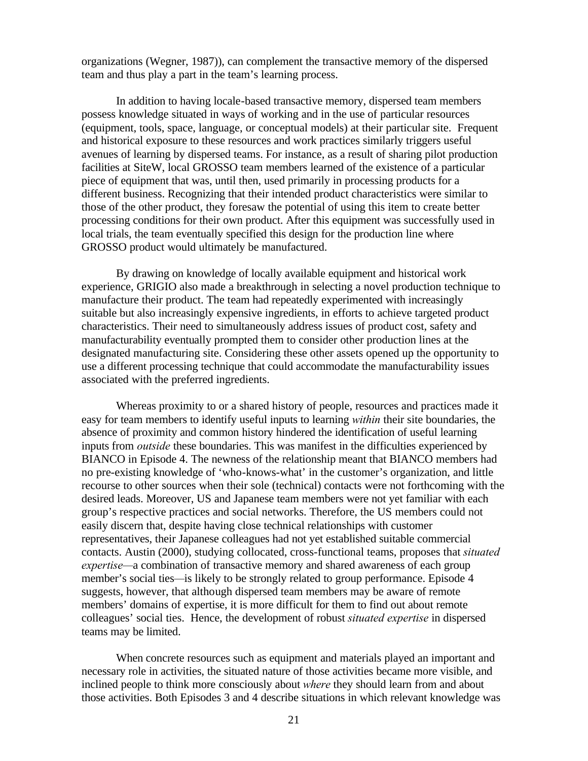organizations (Wegner, 1987)), can complement the transactive memory of the dispersed team and thus play a part in the team's learning process.

In addition to having locale-based transactive memory, dispersed team members possess knowledge situated in ways of working and in the use of particular resources (equipment, tools, space, language, or conceptual models) at their particular site. Frequent and historical exposure to these resources and work practices similarly triggers useful avenues of learning by dispersed teams. For instance, as a result of sharing pilot production facilities at SiteW, local GROSSO team members learned of the existence of a particular piece of equipment that was, until then, used primarily in processing products for a different business. Recognizing that their intended product characteristics were similar to those of the other product, they foresaw the potential of using this item to create better processing conditions for their own product. After this equipment was successfully used in local trials, the team eventually specified this design for the production line where GROSSO product would ultimately be manufactured.

By drawing on knowledge of locally available equipment and historical work experience, GRIGIO also made a breakthrough in selecting a novel production technique to manufacture their product. The team had repeatedly experimented with increasingly suitable but also increasingly expensive ingredients, in efforts to achieve targeted product characteristics. Their need to simultaneously address issues of product cost, safety and manufacturability eventually prompted them to consider other production lines at the designated manufacturing site. Considering these other assets opened up the opportunity to use a different processing technique that could accommodate the manufacturability issues associated with the preferred ingredients.

Whereas proximity to or a shared history of people, resources and practices made it easy for team members to identify useful inputs to learning *within* their site boundaries, the absence of proximity and common history hindered the identification of useful learning inputs from *outside* these boundaries. This was manifest in the difficulties experienced by BIANCO in Episode 4. The newness of the relationship meant that BIANCO members had no pre-existing knowledge of 'who-knows-what' in the customer's organization, and little recourse to other sources when their sole (technical) contacts were not forthcoming with the desired leads. Moreover, US and Japanese team members were not yet familiar with each group's respective practices and social networks. Therefore, the US members could not easily discern that, despite having close technical relationships with customer representatives, their Japanese colleagues had not yet established suitable commercial contacts. Austin (2000), studying collocated, cross-functional teams, proposes that *situated expertise*—a combination of transactive memory and shared awareness of each group member's social ties—is likely to be strongly related to group performance. Episode 4 suggests, however, that although dispersed team members may be aware of remote members' domains of expertise, it is more difficult for them to find out about remote colleagues' social ties. Hence, the development of robust *situated expertise* in dispersed teams may be limited.

When concrete resources such as equipment and materials played an important and necessary role in activities, the situated nature of those activities became more visible, and inclined people to think more consciously about *where* they should learn from and about those activities. Both Episodes 3 and 4 describe situations in which relevant knowledge was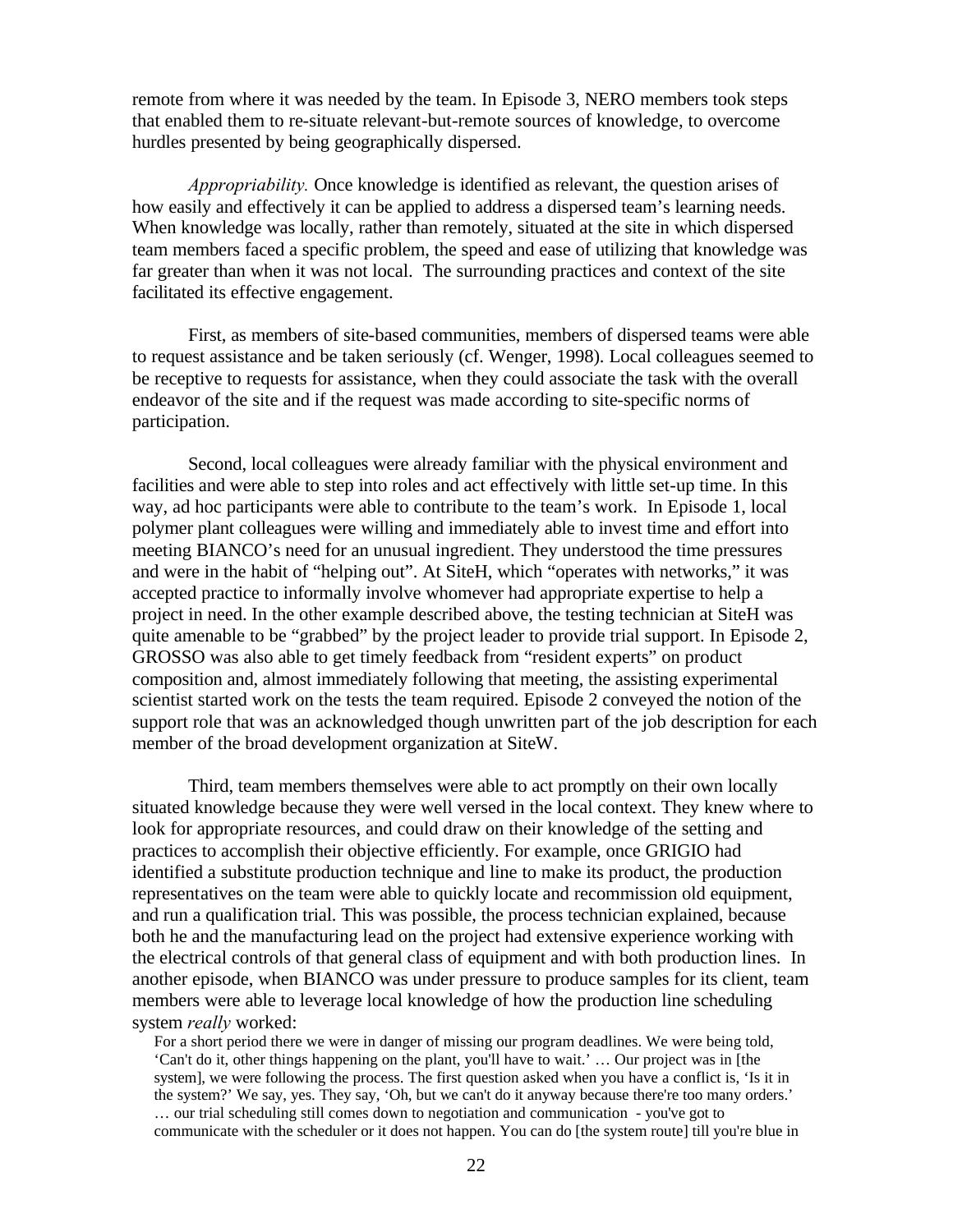remote from where it was needed by the team. In Episode 3, NERO members took steps that enabled them to re-situate relevant-but-remote sources of knowledge, to overcome hurdles presented by being geographically dispersed.

*Appropriability.* Once knowledge is identified as relevant, the question arises of how easily and effectively it can be applied to address a dispersed team's learning needs. When knowledge was locally, rather than remotely, situated at the site in which dispersed team members faced a specific problem, the speed and ease of utilizing that knowledge was far greater than when it was not local. The surrounding practices and context of the site facilitated its effective engagement.

First, as members of site-based communities, members of dispersed teams were able to request assistance and be taken seriously (cf. Wenger, 1998). Local colleagues seemed to be receptive to requests for assistance, when they could associate the task with the overall endeavor of the site and if the request was made according to site-specific norms of participation.

Second, local colleagues were already familiar with the physical environment and facilities and were able to step into roles and act effectively with little set-up time. In this way, ad hoc participants were able to contribute to the team's work. In Episode 1, local polymer plant colleagues were willing and immediately able to invest time and effort into meeting BIANCO's need for an unusual ingredient. They understood the time pressures and were in the habit of "helping out". At SiteH, which "operates with networks," it was accepted practice to informally involve whomever had appropriate expertise to help a project in need. In the other example described above, the testing technician at SiteH was quite amenable to be "grabbed" by the project leader to provide trial support. In Episode 2, GROSSO was also able to get timely feedback from "resident experts" on product composition and, almost immediately following that meeting, the assisting experimental scientist started work on the tests the team required. Episode 2 conveyed the notion of the support role that was an acknowledged though unwritten part of the job description for each member of the broad development organization at SiteW.

Third, team members themselves were able to act promptly on their own locally situated knowledge because they were well versed in the local context. They knew where to look for appropriate resources, and could draw on their knowledge of the setting and practices to accomplish their objective efficiently. For example, once GRIGIO had identified a substitute production technique and line to make its product, the production representatives on the team were able to quickly locate and recommission old equipment, and run a qualification trial. This was possible, the process technician explained, because both he and the manufacturing lead on the project had extensive experience working with the electrical controls of that general class of equipment and with both production lines. In another episode, when BIANCO was under pressure to produce samples for its client, team members were able to leverage local knowledge of how the production line scheduling system *really* worked:

> For a short period there we were in danger of missing our program deadlines. We were being told, 'Can't do it, other things happening on the plant, you'll have to wait.' … Our project was in [the system], we were following the process. The first question asked when you have a conflict is, 'Is it in the system?' We say, yes. They say, 'Oh, but we can't do it anyway because there're too many orders.' … our trial scheduling still comes down to negotiation and communication - you've got to communicate with the scheduler or it does not happen. You can do [the system route] till you're blue in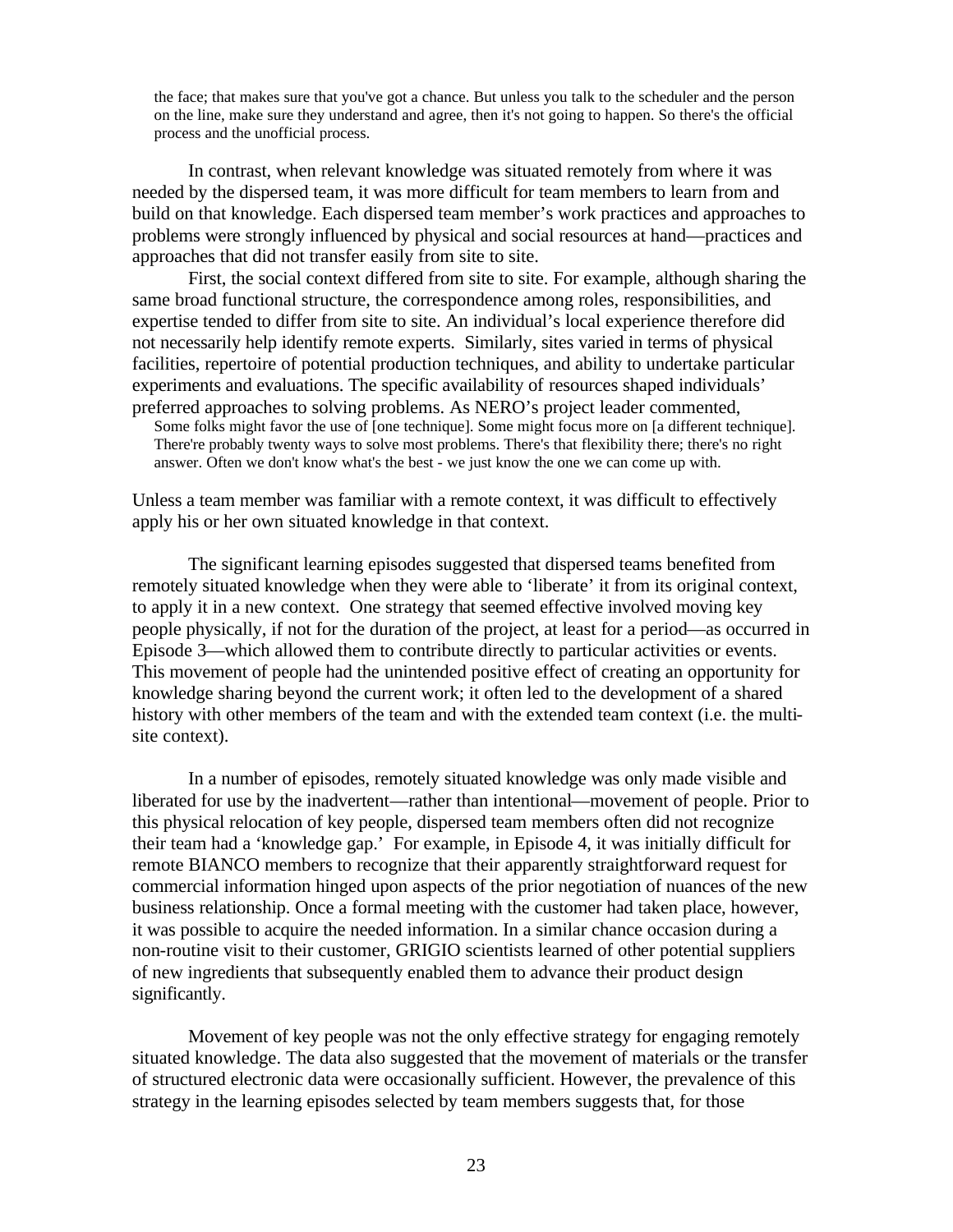> the face; that makes sure that you've got a chance. But unless you talk to the scheduler and the person on the line, make sure they understand and agree, then it's not going to happen. So there's the official process and the unofficial process.

In contrast, when relevant knowledge was situated remotely from where it was needed by the dispersed team, it was more difficult for team members to learn from and build on that knowledge. Each dispersed team member's work practices and approaches to problems were strongly influenced by physical and social resources at hand—practices and approaches that did not transfer easily from site to site.

First, the social context differed from site to site. For example, although sharing the same broad functional structure, the correspondence among roles, responsibilities, and expertise tended to differ from site to site. An individual's local experience therefore did not necessarily help identify remote experts. Similarly, sites varied in terms of physical facilities, repertoire of potential production techniques, and ability to undertake particular experiments and evaluations. The specific availability of resources shaped individuals' preferred approaches to solving problems. As NERO's project leader commented,

> Some folks might favor the use of [one technique]. Some might focus more on [a different technique]. There're probably twenty ways to solve most problems. There's that flexibility there; there's no right answer. Often we don't know what's the best - we just know the one we can come up with.

Unless a team member was familiar with a remote context, it was difficult to effectively apply his or her own situated knowledge in that context.

The significant learning episodes suggested that dispersed teams benefited from remotely situated knowledge when they were able to 'liberate' it from its original context, to apply it in a new context. One strategy that seemed effective involved moving key people physically, if not for the duration of the project, at least for a period—as occurred in Episode 3—which allowed them to contribute directly to particular activities or events. This movement of people had the unintended positive effect of creating an opportunity for knowledge sharing beyond the current work; it often led to the development of a shared history with other members of the team and with the extended team context (i.e. the multi-site context).

In a number of episodes, remotely situated knowledge was only made visible and liberated for use by the inadvertent—rather than intentional—movement of people. Prior to this physical relocation of key people, dispersed team members often did not recognize their team had a 'knowledge gap.' For example, in Episode 4, it was initially difficult for remote BIANCO members to recognize that their apparently straightforward request for commercial information hinged upon aspects of the prior negotiation of nuances of the new business relationship. Once a formal meeting with the customer had taken place, however, it was possible to acquire the needed information. In a similar chance occasion during a non-routine visit to their customer, GRIGIO scientists learned of other potential suppliers of new ingredients that subsequently enabled them to advance their product design significantly.

Movement of key people was not the only effective strategy for engaging remotely situated knowledge. The data also suggested that the movement of materials or the transfer of structured electronic data were occasionally sufficient. However, the prevalence of this strategy in the learning episodes selected by team members suggests that, for those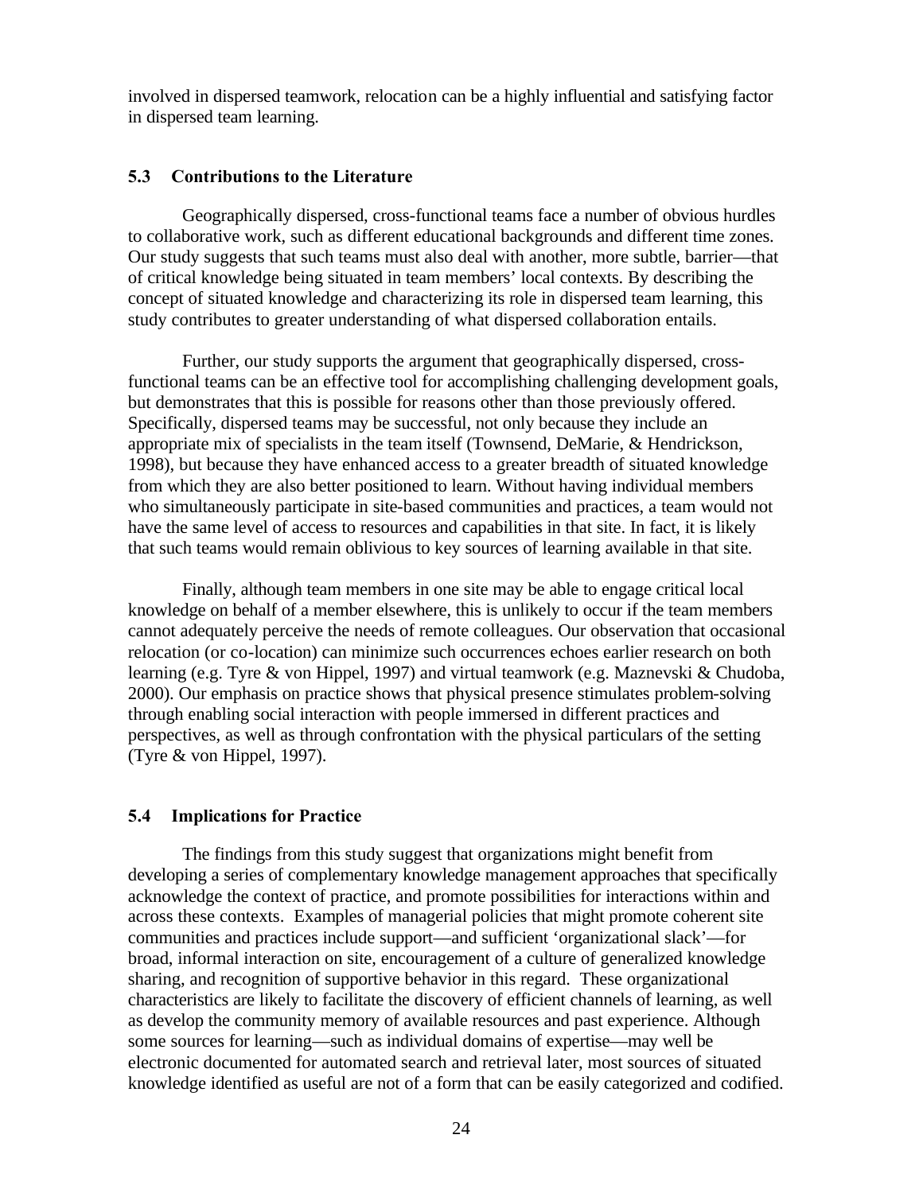involved in dispersed teamwork, relocation can be a highly influential and satisfying factor in dispersed team learning.

### 5.3 Contributions to the Literature

Geographically dispersed, cross-functional teams face a number of obvious hurdles to collaborative work, such as different educational backgrounds and different time zones. Our study suggests that such teams must also deal with another, more subtle, barrier—that of critical knowledge being situated in team members' local contexts. By describing the concept of situated knowledge and characterizing its role in dispersed team learning, this study contributes to greater understanding of what dispersed collaboration entails.

Further, our study supports the argument that geographically dispersed, cross-functional teams can be an effective tool for accomplishing challenging development goals, but demonstrates that this is possible for reasons other than those previously offered. Specifically, dispersed teams may be successful, not only because they include an appropriate mix of specialists in the team itself (Townsend, DeMarie, & Hendrickson, 1998), but because they have enhanced access to a greater breadth of situated knowledge from which they are also better positioned to learn. Without having individual members who simultaneously participate in site-based communities and practices, a team would not have the same level of access to resources and capabilities in that site. In fact, it is likely that such teams would remain oblivious to key sources of learning available in that site.

Finally, although team members in one site may be able to engage critical local knowledge on behalf of a member elsewhere, this is unlikely to occur if the team members cannot adequately perceive the needs of remote colleagues. Our observation that occasional relocation (or co-location) can minimize such occurrences echoes earlier research on both learning (e.g. Tyre & von Hippel, 1997) and virtual teamwork (e.g. Maznevski & Chudoba, 2000). Our emphasis on practice shows that physical presence stimulates problem-solving through enabling social interaction with people immersed in different practices and perspectives, as well as through confrontation with the physical particulars of the setting (Tyre & von Hippel, 1997).

### 5.4 Implications for Practice

The findings from this study suggest that organizations might benefit from developing a series of complementary knowledge management approaches that specifically acknowledge the context of practice, and promote possibilities for interactions within and across these contexts. Examples of managerial policies that might promote coherent site communities and practices include support—and sufficient 'organizational slack'—for broad, informal interaction on site, encouragement of a culture of generalized knowledge sharing, and recognition of supportive behavior in this regard. These organizational characteristics are likely to facilitate the discovery of efficient channels of learning, as well as develop the community memory of available resources and past experience. Although some sources for learning—such as individual domains of expertise—may well be electronic documented for automated search and retrieval later, most sources of situated knowledge identified as useful are not of a form that can be easily categorized and codified.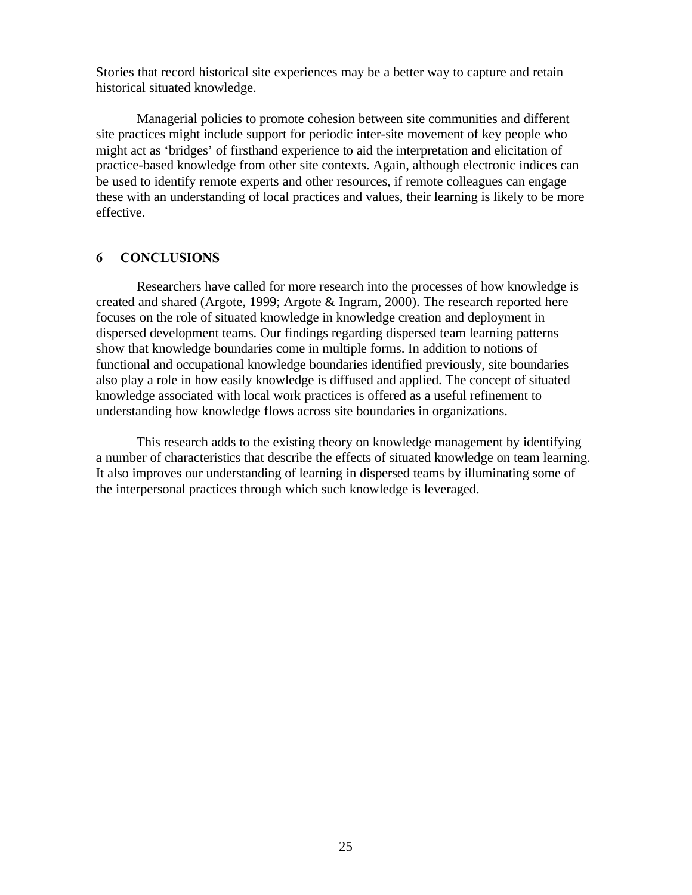Stories that record historical site experiences may be a better way to capture and retain historical situated knowledge.

Managerial policies to promote cohesion between site communities and different site practices might include support for periodic inter-site movement of key people who might act as 'bridges' of firsthand experience to aid the interpretation and elicitation of practice-based knowledge from other site contexts. Again, although electronic indices can be used to identify remote experts and other resources, if remote colleagues can engage these with an understanding of local practices and values, their learning is likely to be more effective.

## 6 CONCLUSIONS

Researchers have called for more research into the processes of how knowledge is created and shared (Argote, 1999; Argote & Ingram, 2000). The research reported here focuses on the role of situated knowledge in knowledge creation and deployment in dispersed development teams. Our findings regarding dispersed team learning patterns show that knowledge boundaries come in multiple forms. In addition to notions of functional and occupational knowledge boundaries identified previously, site boundaries also play a role in how easily knowledge is diffused and applied. The concept of situated knowledge associated with local work practices is offered as a useful refinement to understanding how knowledge flows across site boundaries in organizations.

This research adds to the existing theory on knowledge management by identifying a number of characteristics that describe the effects of situated knowledge on team learning. It also improves our understanding of learning in dispersed teams by illuminating some of the interpersonal practices through which such knowledge is leveraged.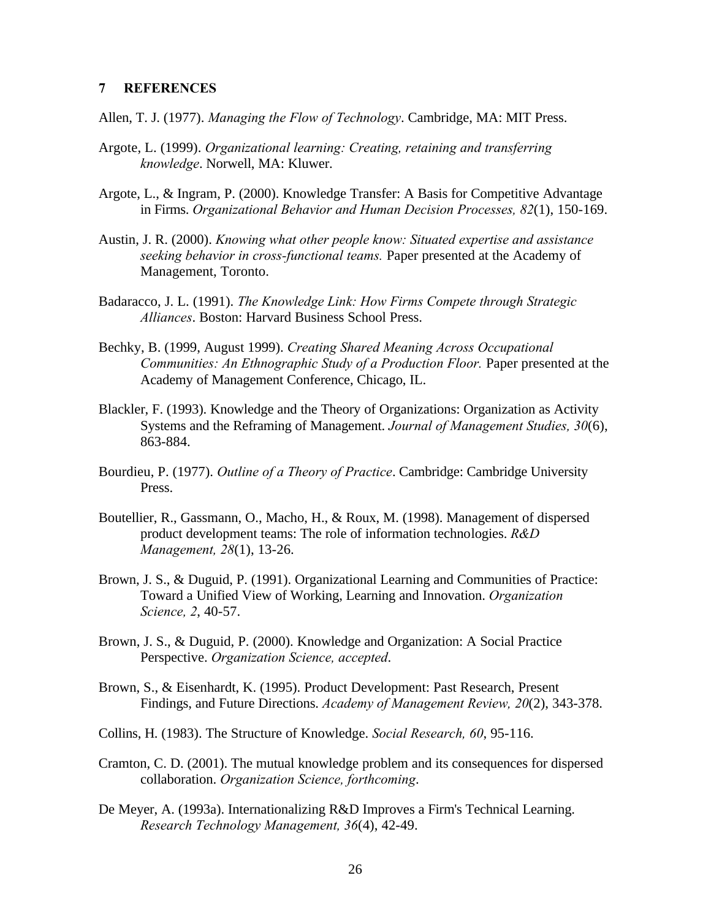## 7 REFERENCES

Allen, T. J. (1977). *Managing the Flow of Technology*. Cambridge, MA: MIT Press.

Argote, L. (1999). *Organizational learning: Creating, retaining and transferring knowledge*. Norwell, MA: Kluwer.

Argote, L., & Ingram, P. (2000). Knowledge Transfer: A Basis for Competitive Advantage in Firms. *Organizational Behavior and Human Decision Processes, 82*(1), 150-169.

Austin, J. R. (2000). *Knowing what other people know: Situated expertise and assistance seeking behavior in cross-functional teams.* Paper presented at the Academy of Management, Toronto.

Badaracco, J. L. (1991). *The Knowledge Link: How Firms Compete through Strategic Alliances*. Boston: Harvard Business School Press.

Bechky, B. (1999, August 1999). *Creating Shared Meaning Across Occupational Communities: An Ethnographic Study of a Production Floor.* Paper presented at the Academy of Management Conference, Chicago, IL.

Blackler, F. (1993). Knowledge and the Theory of Organizations: Organization as Activity Systems and the Reframing of Management. *Journal of Management Studies, 30*(6), 863-884.

Bourdieu, P. (1977). *Outline of a Theory of Practice*. Cambridge: Cambridge University Press.

Boutellier, R., Gassmann, O., Macho, H., & Roux, M. (1998). Management of dispersed product development teams: The role of information technologies. *R&D Management, 28*(1), 13-26.

Brown, J. S., & Duguid, P. (1991). Organizational Learning and Communities of Practice: Toward a Unified View of Working, Learning and Innovation. *Organization Science, 2*, 40-57.

Brown, J. S., & Duguid, P. (2000). Knowledge and Organization: A Social Practice Perspective. *Organization Science, accepted*.

Brown, S., & Eisenhardt, K. (1995). Product Development: Past Research, Present Findings, and Future Directions. *Academy of Management Review, 20*(2), 343-378.

Collins, H. (1983). The Structure of Knowledge. *Social Research, 60*, 95-116.

Cramton, C. D. (2001). The mutual knowledge problem and its consequences for dispersed collaboration. *Organization Science, forthcoming*.

De Meyer, A. (1993a). Internationalizing R&D Improves a Firm's Technical Learning. *Research Technology Management, 36*(4), 42-49.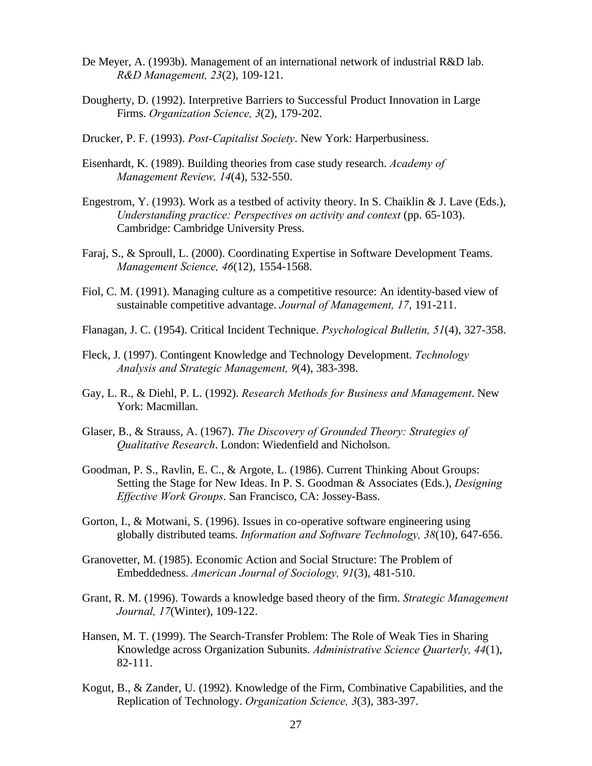De Meyer, A. (1993b). Management of an international network of industrial R&D lab. *R&D Management, 23*(2), 109-121.

Dougherty, D. (1992). Interpretive Barriers to Successful Product Innovation in Large Firms. *Organization Science, 3*(2), 179-202.

Drucker, P. F. (1993). *Post-Capitalist Society*. New York: Harperbusiness.

Eisenhardt, K. (1989). Building theories from case study research. *Academy of Management Review, 14*(4), 532-550.

Engestrom, Y. (1993). Work as a testbed of activity theory. In S. Chaiklin & J. Lave (Eds.), *Understanding practice: Perspectives on activity and context* (pp. 65-103). Cambridge: Cambridge University Press.

Faraj, S., & Sproull, L. (2000). Coordinating Expertise in Software Development Teams. *Management Science, 46*(12), 1554-1568.

Fiol, C. M. (1991). Managing culture as a competitive resource: An identity-based view of sustainable competitive advantage. *Journal of Management, 17*, 191-211.

Flanagan, J. C. (1954). Critical Incident Technique. *Psychological Bulletin, 51*(4), 327-358.

Fleck, J. (1997). Contingent Knowledge and Technology Development. *Technology Analysis and Strategic Management, 9*(4), 383-398.

Gay, L. R., & Diehl, P. L. (1992). *Research Methods for Business and Management*. New York: Macmillan.

Glaser, B., & Strauss, A. (1967). *The Discovery of Grounded Theory: Strategies of Qualitative Research*. London: Wiedenfield and Nicholson.

Goodman, P. S., Ravlin, E. C., & Argote, L. (1986). Current Thinking About Groups: Setting the Stage for New Ideas. In P. S. Goodman & Associates (Eds.), *Designing Effective Work Groups*. San Francisco, CA: Jossey-Bass.

Gorton, I., & Motwani, S. (1996). Issues in co-operative software engineering using globally distributed teams. *Information and Software Technology, 38*(10), 647-656.

Granovetter, M. (1985). Economic Action and Social Structure: The Problem of Embeddedness. *American Journal of Sociology, 91*(3), 481-510.

Grant, R. M. (1996). Towards a knowledge based theory of the firm. *Strategic Management Journal, 17*(Winter), 109-122.

Hansen, M. T. (1999). The Search-Transfer Problem: The Role of Weak Ties in Sharing Knowledge across Organization Subunits. *Administrative Science Quarterly, 44*(1), 82-111.

Kogut, B., & Zander, U. (1992). Knowledge of the Firm, Combinative Capabilities, and the Replication of Technology. *Organization Science, 3*(3), 383-397.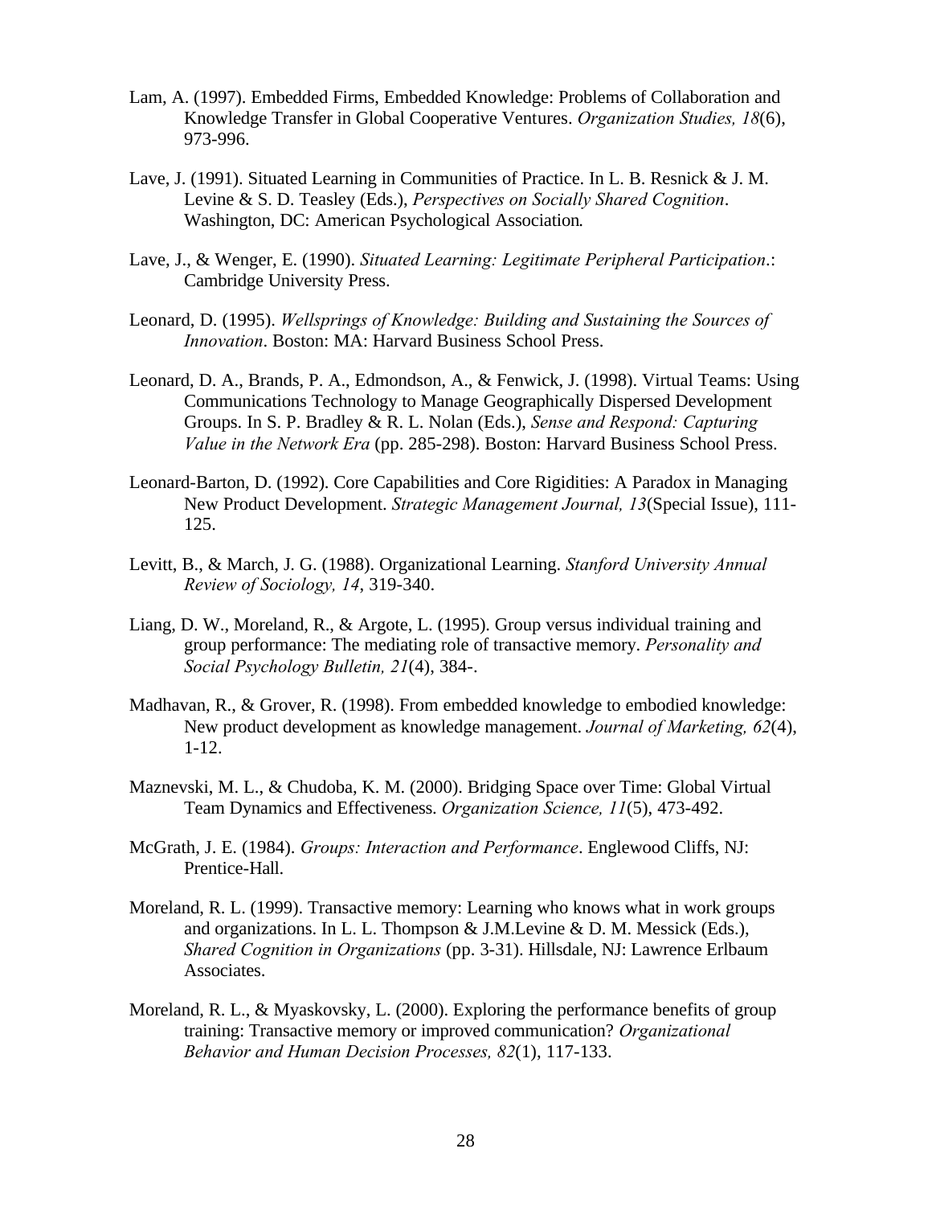Lam, A. (1997). Embedded Firms, Embedded Knowledge: Problems of Collaboration and Knowledge Transfer in Global Cooperative Ventures. *Organization Studies, 18*(6), 973-996.

Lave, J. (1991). Situated Learning in Communities of Practice. In L. B. Resnick & J. M. Levine & S. D. Teasley (Eds.), *Perspectives on Socially Shared Cognition*. Washington, DC: American Psychological Association.

Lave, J., & Wenger, E. (1990). *Situated Learning: Legitimate Peripheral Participation*.: Cambridge University Press.

Leonard, D. (1995). *Wellsprings of Knowledge: Building and Sustaining the Sources of Innovation*. Boston: MA: Harvard Business School Press.

Leonard, D. A., Brands, P. A., Edmondson, A., & Fenwick, J. (1998). Virtual Teams: Using Communications Technology to Manage Geographically Dispersed Development Groups. In S. P. Bradley & R. L. Nolan (Eds.), *Sense and Respond: Capturing Value in the Network Era* (pp. 285-298). Boston: Harvard Business School Press.

Leonard-Barton, D. (1992). Core Capabilities and Core Rigidities: A Paradox in Managing New Product Development. *Strategic Management Journal, 13*(Special Issue), 111-125.

Levitt, B., & March, J. G. (1988). Organizational Learning. *Stanford University Annual Review of Sociology, 14*, 319-340.

Liang, D. W., Moreland, R., & Argote, L. (1995). Group versus individual training and group performance: The mediating role of transactive memory. *Personality and Social Psychology Bulletin, 21*(4), 384-.

Madhavan, R., & Grover, R. (1998). From embedded knowledge to embodied knowledge: New product development as knowledge management. *Journal of Marketing, 62*(4), 1-12.

Maznevski, M. L., & Chudoba, K. M. (2000). Bridging Space over Time: Global Virtual Team Dynamics and Effectiveness. *Organization Science, 11*(5), 473-492.

McGrath, J. E. (1984). *Groups: Interaction and Performance*. Englewood Cliffs, NJ: Prentice-Hall.

Moreland, R. L. (1999). Transactive memory: Learning who knows what in work groups and organizations. In L. L. Thompson & J.M.Levine & D. M. Messick (Eds.), *Shared Cognition in Organizations* (pp. 3-31). Hillsdale, NJ: Lawrence Erlbaum Associates.

Moreland, R. L., & Myaskovsky, L. (2000). Exploring the performance benefits of group training: Transactive memory or improved communication? *Organizational Behavior and Human Decision Processes, 82*(1), 117-133.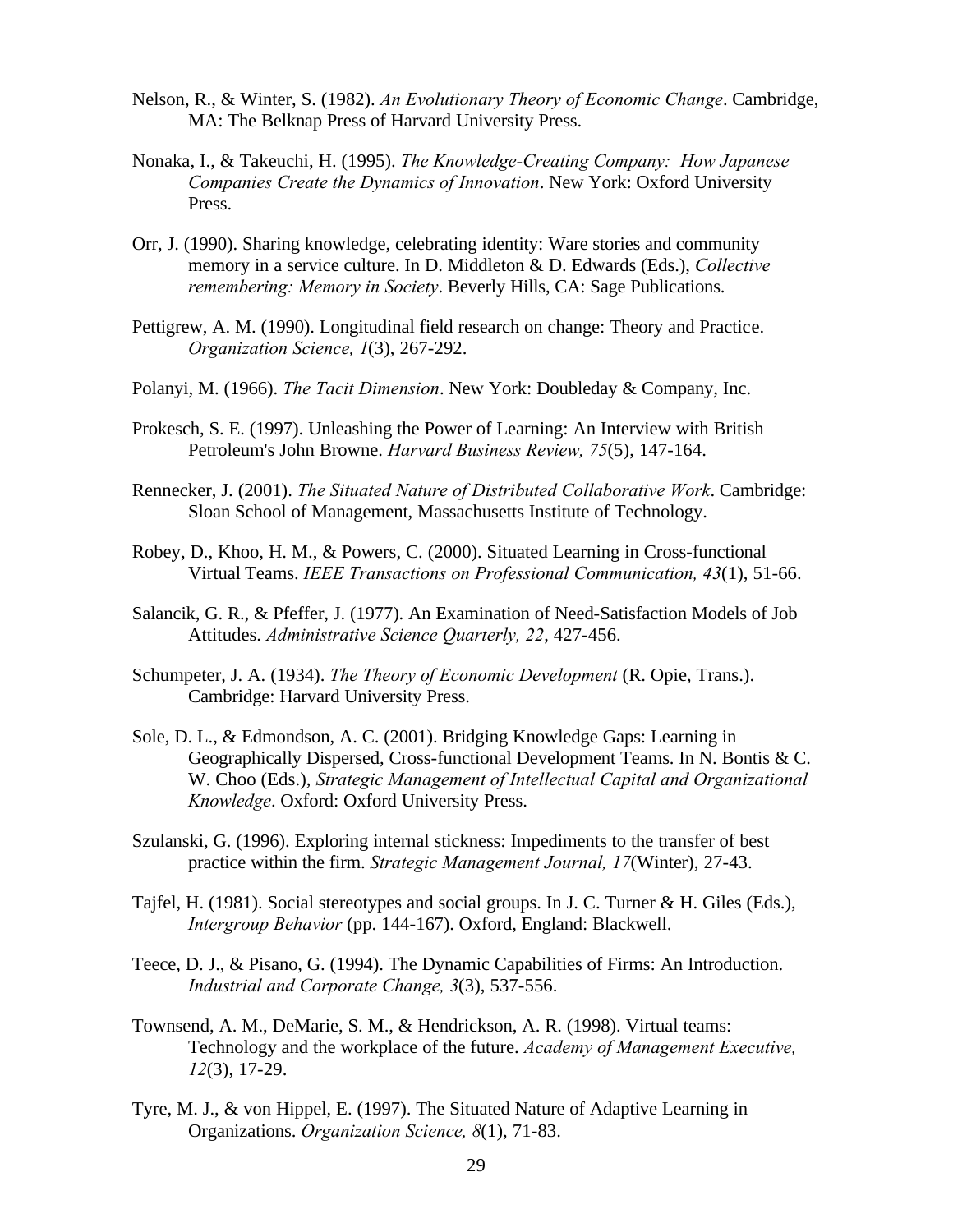Nelson, R., & Winter, S. (1982). *An Evolutionary Theory of Economic Change*. Cambridge, MA: The Belknap Press of Harvard University Press.

Nonaka, I., & Takeuchi, H. (1995). *The Knowledge-Creating Company: How Japanese Companies Create the Dynamics of Innovation*. New York: Oxford University Press.

Orr, J. (1990). Sharing knowledge, celebrating identity: Ware stories and community memory in a service culture. In D. Middleton & D. Edwards (Eds.), *Collective remembering: Memory in Society*. Beverly Hills, CA: Sage Publications.

Pettigrew, A. M. (1990). Longitudinal field research on change: Theory and Practice. *Organization Science, 1*(3), 267-292.

Polanyi, M. (1966). *The Tacit Dimension*. New York: Doubleday & Company, Inc.

Prokesch, S. E. (1997). Unleashing the Power of Learning: An Interview with British Petroleum's John Browne. *Harvard Business Review, 75*(5), 147-164.

Rennecker, J. (2001). *The Situated Nature of Distributed Collaborative Work*. Cambridge: Sloan School of Management, Massachusetts Institute of Technology.

Robey, D., Khoo, H. M., & Powers, C. (2000). Situated Learning in Cross-functional Virtual Teams. *IEEE Transactions on Professional Communication, 43*(1), 51-66.

Salancik, G. R., & Pfeffer, J. (1977). An Examination of Need-Satisfaction Models of Job Attitudes. *Administrative Science Quarterly, 22*, 427-456.

Schumpeter, J. A. (1934). *The Theory of Economic Development* (R. Opie, Trans.). Cambridge: Harvard University Press.

Sole, D. L., & Edmondson, A. C. (2001). Bridging Knowledge Gaps: Learning in Geographically Dispersed, Cross-functional Development Teams. In N. Bontis & C. W. Choo (Eds.), *Strategic Management of Intellectual Capital and Organizational Knowledge*. Oxford: Oxford University Press.

Szulanski, G. (1996). Exploring internal stickness: Impediments to the transfer of best practice within the firm. *Strategic Management Journal, 17*(Winter), 27-43.

Tajfel, H. (1981). Social stereotypes and social groups. In J. C. Turner & H. Giles (Eds.), *Intergroup Behavior* (pp. 144-167). Oxford, England: Blackwell.

Teece, D. J., & Pisano, G. (1994). The Dynamic Capabilities of Firms: An Introduction. *Industrial and Corporate Change, 3*(3), 537-556.

Townsend, A. M., DeMarie, S. M., & Hendrickson, A. R. (1998). Virtual teams: Technology and the workplace of the future. *Academy of Management Executive, 12*(3), 17-29.

Tyre, M. J., & von Hippel, E. (1997). The Situated Nature of Adaptive Learning in Organizations. *Organization Science, 8*(1), 71-83.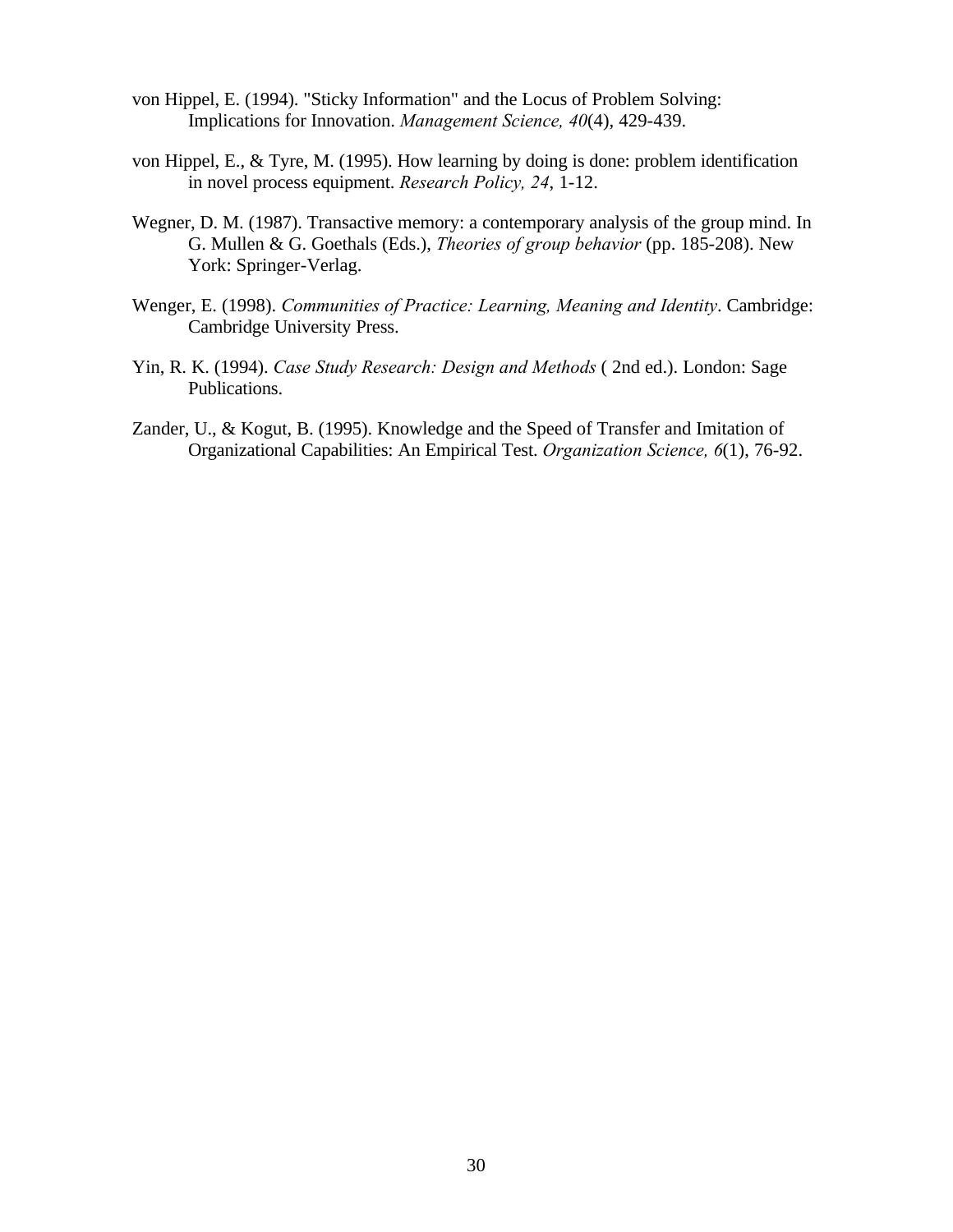von Hippel, E. (1994). "Sticky Information" and the Locus of Problem Solving: Implications for Innovation. *Management Science, 40*(4), 429-439.

von Hippel, E., & Tyre, M. (1995). How learning by doing is done: problem identification in novel process equipment. *Research Policy, 24*, 1-12.

Wegner, D. M. (1987). Transactive memory: a contemporary analysis of the group mind. In G. Mullen & G. Goethals (Eds.), *Theories of group behavior* (pp. 185-208). New York: Springer-Verlag.

Wenger, E. (1998). *Communities of Practice: Learning, Meaning and Identity*. Cambridge: Cambridge University Press.

Yin, R. K. (1994). *Case Study Research: Design and Methods* ( 2nd ed.). London: Sage Publications.

Zander, U., & Kogut, B. (1995). Knowledge and the Speed of Transfer and Imitation of Organizational Capabilities: An Empirical Test. *Organization Science, 6*(1), 76-92.